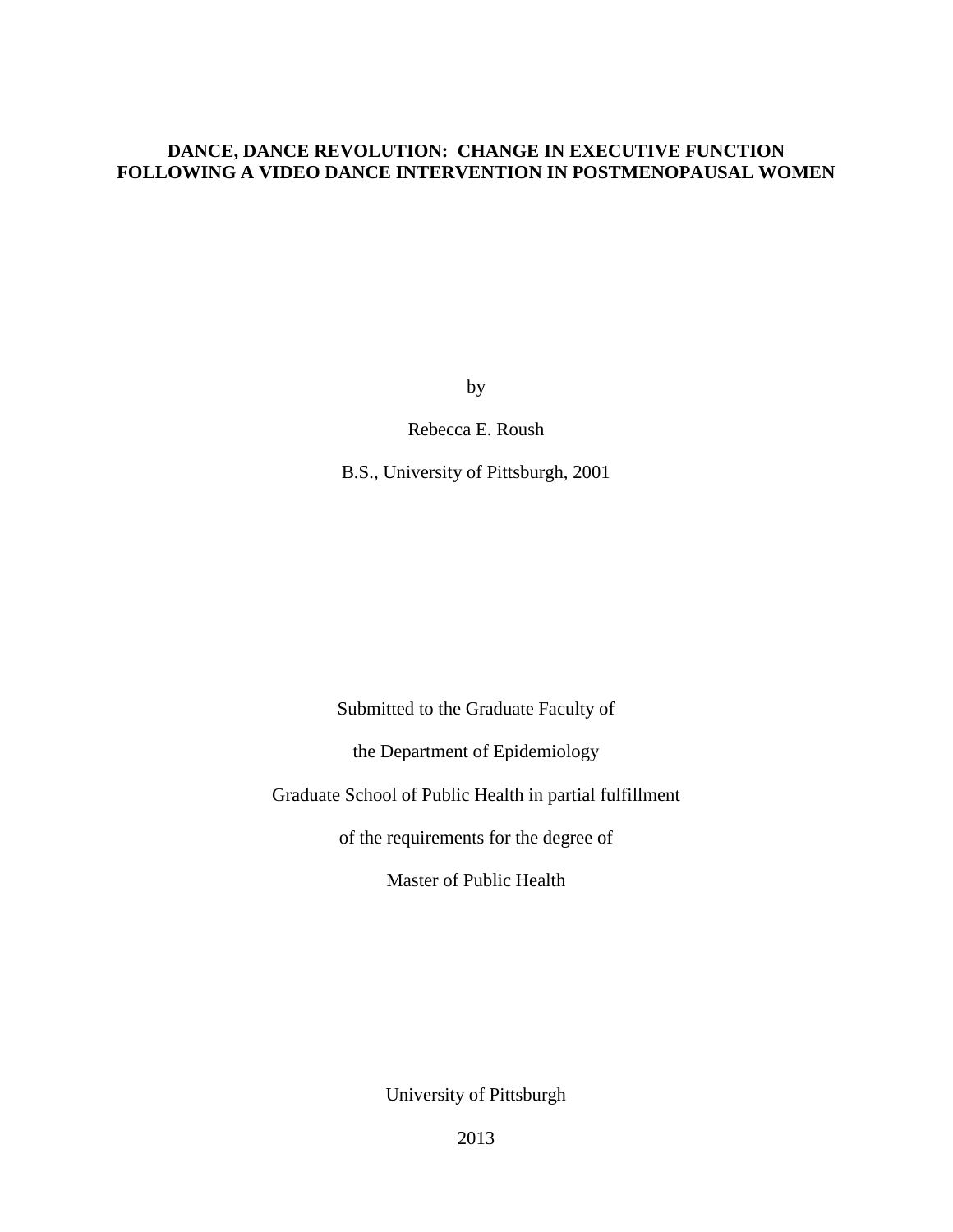# DANCE, DANCE REVOLUTION: CHANGE IN EXECUTIVE FUNCTION FOLLOWING A VIDEO DANCE INTERVENTION IN POSTMENOPAUSAL WOMEN

by

Rebecca E. Roush

B.S., University of Pittsburgh, 2001

Submitted to the Graduate Faculty of

the Department of Epidemiology

Graduate School of Public Health in partial fulfillment

of the requirements for the degree of

Master of Public Health

University of Pittsburgh

2013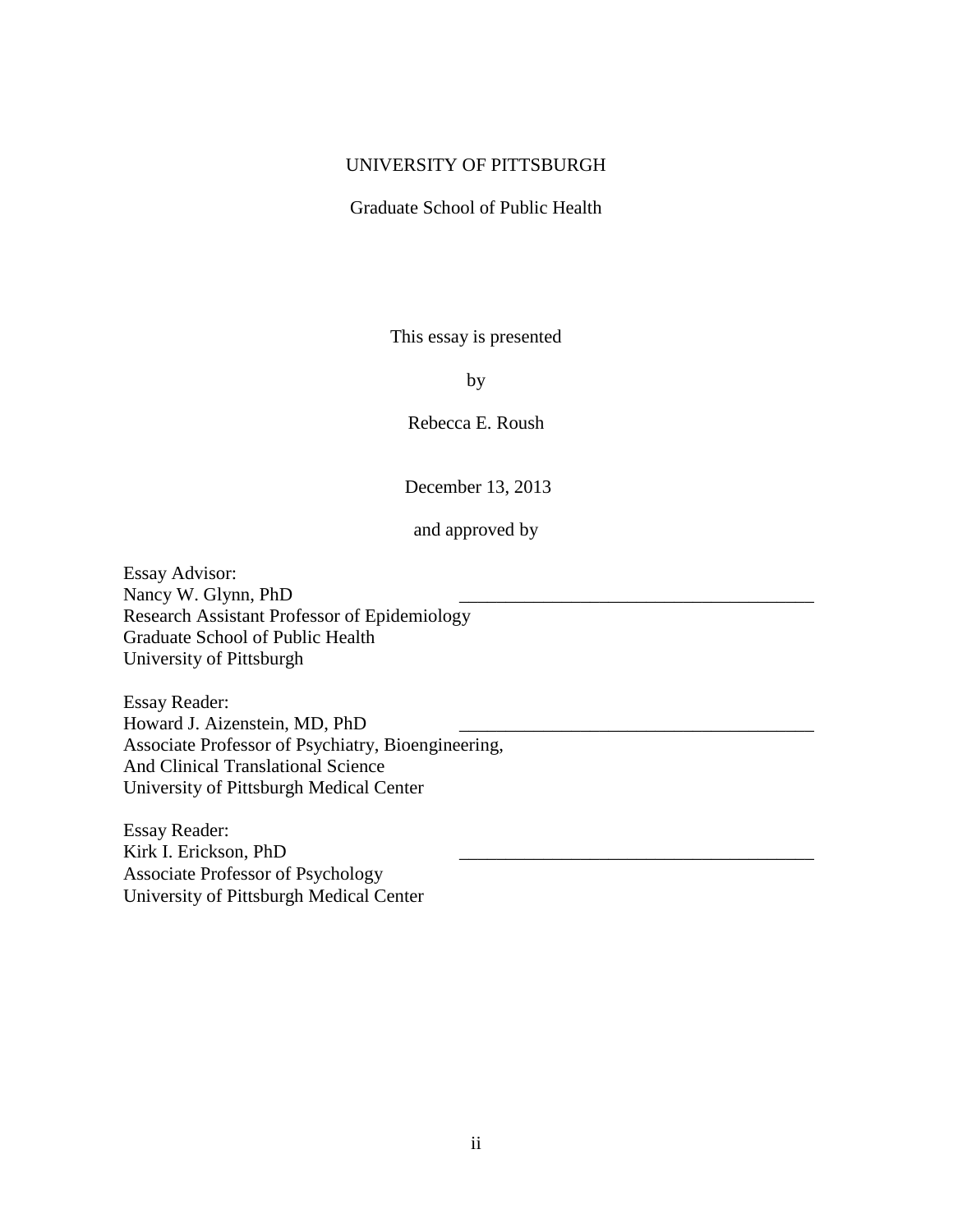UNIVERSITY OF PITTSBURGH

Graduate School of Public Health

This essay is presented

by

Rebecca E. Roush

December 13, 2013

and approved by

Essay Advisor:  
Nancy W. Glynn, PhD ______________________________________  
Research Assistant Professor of Epidemiology  
Graduate School of Public Health  
University of Pittsburgh

Essay Reader:  
Howard J. Aizenstein, MD, PhD ______________________________________  
Associate Professor of Psychiatry, Bioengineering,  
And Clinical Translational Science  
University of Pittsburgh Medical Center

Essay Reader:  
Kirk I. Erickson, PhD ______________________________________  
Associate Professor of Psychology  
University of Pittsburgh Medical Center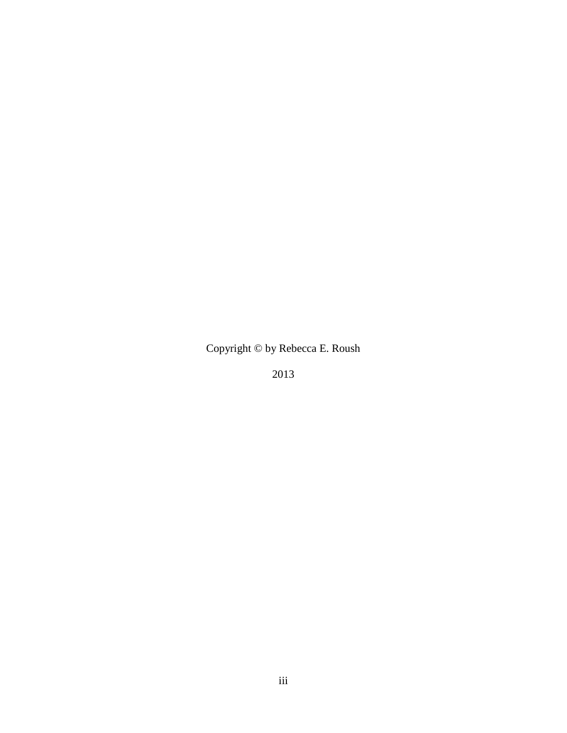Copyright © by Rebecca E. Roush

2013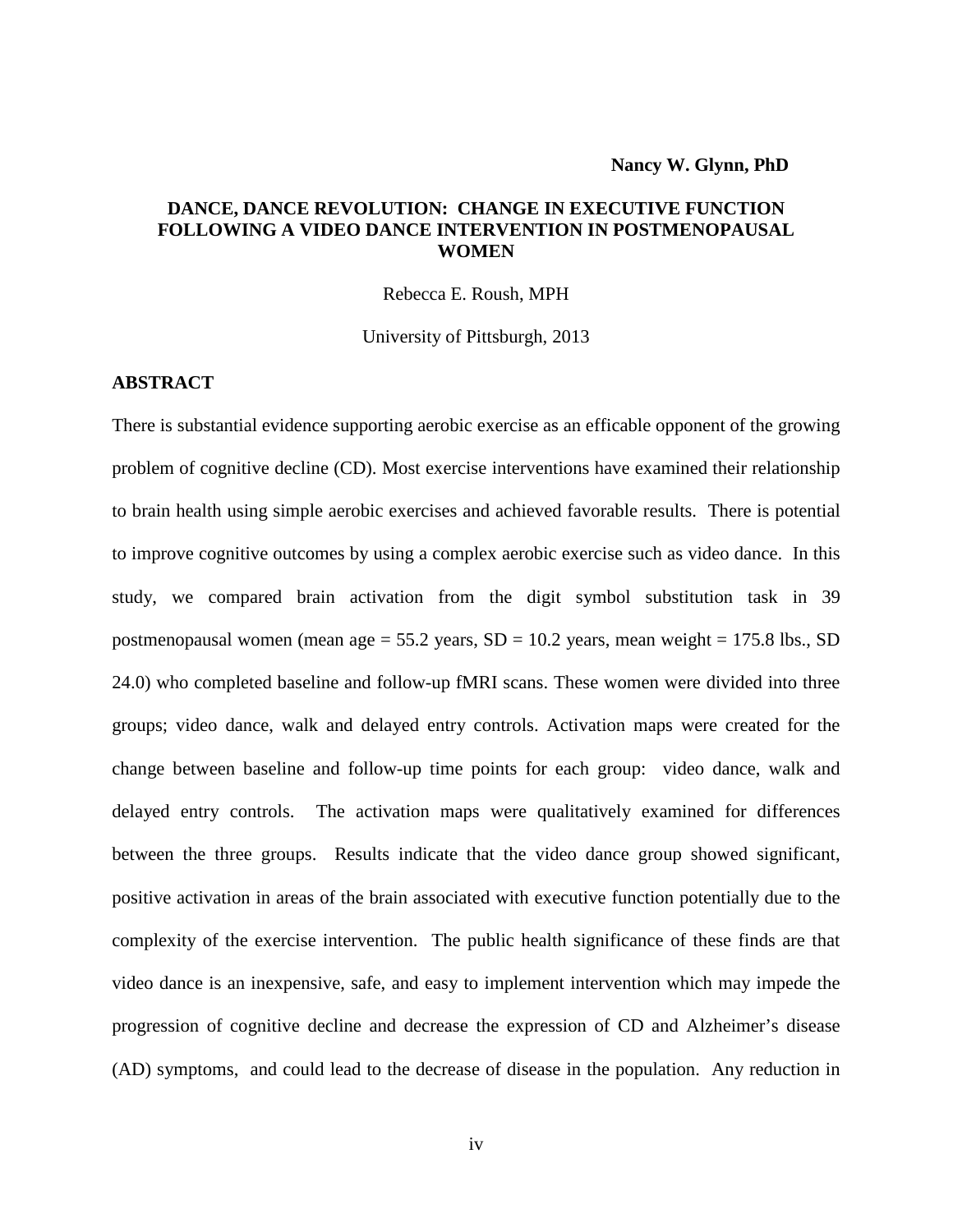**Nancy W. Glynn, PhD**

**DANCE, DANCE REVOLUTION: CHANGE IN EXECUTIVE FUNCTION FOLLOWING A VIDEO DANCE INTERVENTION IN POSTMENOPAUSAL WOMEN**

Rebecca E. Roush, MPH

University of Pittsburgh, 2013

## ABSTRACT

There is substantial evidence supporting aerobic exercise as an efficable opponent of the growing problem of cognitive decline (CD). Most exercise interventions have examined their relationship to brain health using simple aerobic exercises and achieved favorable results. There is potential to improve cognitive outcomes by using a complex aerobic exercise such as video dance. In this study, we compared brain activation from the digit symbol substitution task in 39 postmenopausal women (mean age = 55.2 years, SD = 10.2 years, mean weight = 175.8 lbs., SD 24.0) who completed baseline and follow-up fMRI scans. These women were divided into three groups; video dance, walk and delayed entry controls. Activation maps were created for the change between baseline and follow-up time points for each group: video dance, walk and delayed entry controls. The activation maps were qualitatively examined for differences between the three groups. Results indicate that the video dance group showed significant, positive activation in areas of the brain associated with executive function potentially due to the complexity of the exercise intervention. The public health significance of these finds are that video dance is an inexpensive, safe, and easy to implement intervention which may impede the progression of cognitive decline and decrease the expression of CD and Alzheimer's disease (AD) symptoms, and could lead to the decrease of disease in the population. Any reduction in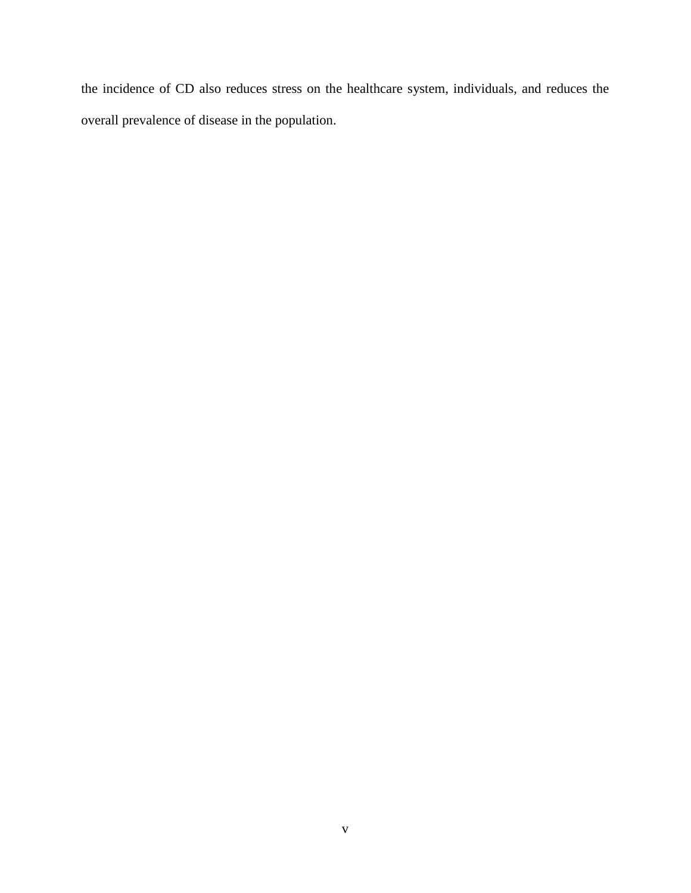the incidence of CD also reduces stress on the healthcare system, individuals, and reduces the overall prevalence of disease in the population.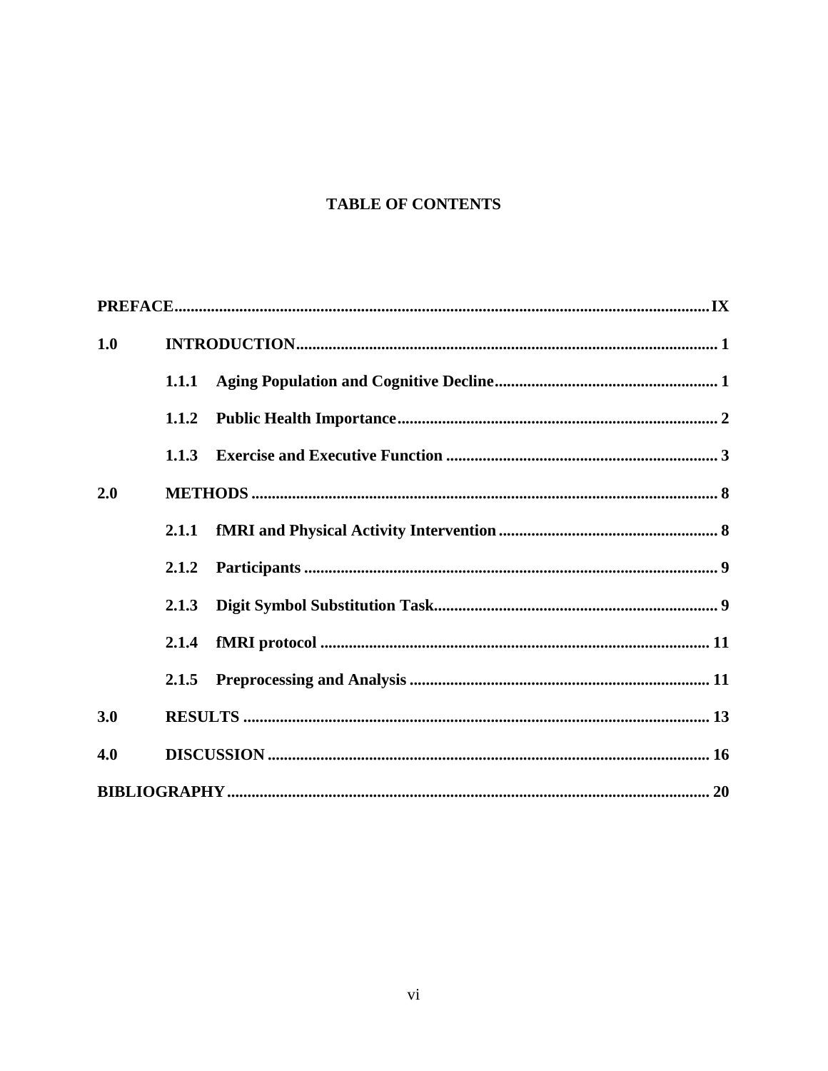# TABLE OF CONTENTS

**PREFACE** .......... **IX**

**1.0 INTRODUCTION** .......... **1**

- **1.1.1 Aging Population and Cognitive Decline** .......... **1**
- **1.1.2 Public Health Importance** .......... **2**
- **1.1.3 Exercise and Executive Function** .......... **3**

**2.0 METHODS** .......... **8**

- **2.1.1 fMRI and Physical Activity Intervention** .......... **8**
- **2.1.2 Participants** .......... **9**
- **2.1.3 Digit Symbol Substitution Task** .......... **9**
- **2.1.4 fMRI protocol** .......... **11**
- **2.1.5 Preprocessing and Analysis** .......... **11**

**3.0 RESULTS** .......... **13**

**4.0 DISCUSSION** .......... **16**

**BIBLIOGRAPHY** .......... **20**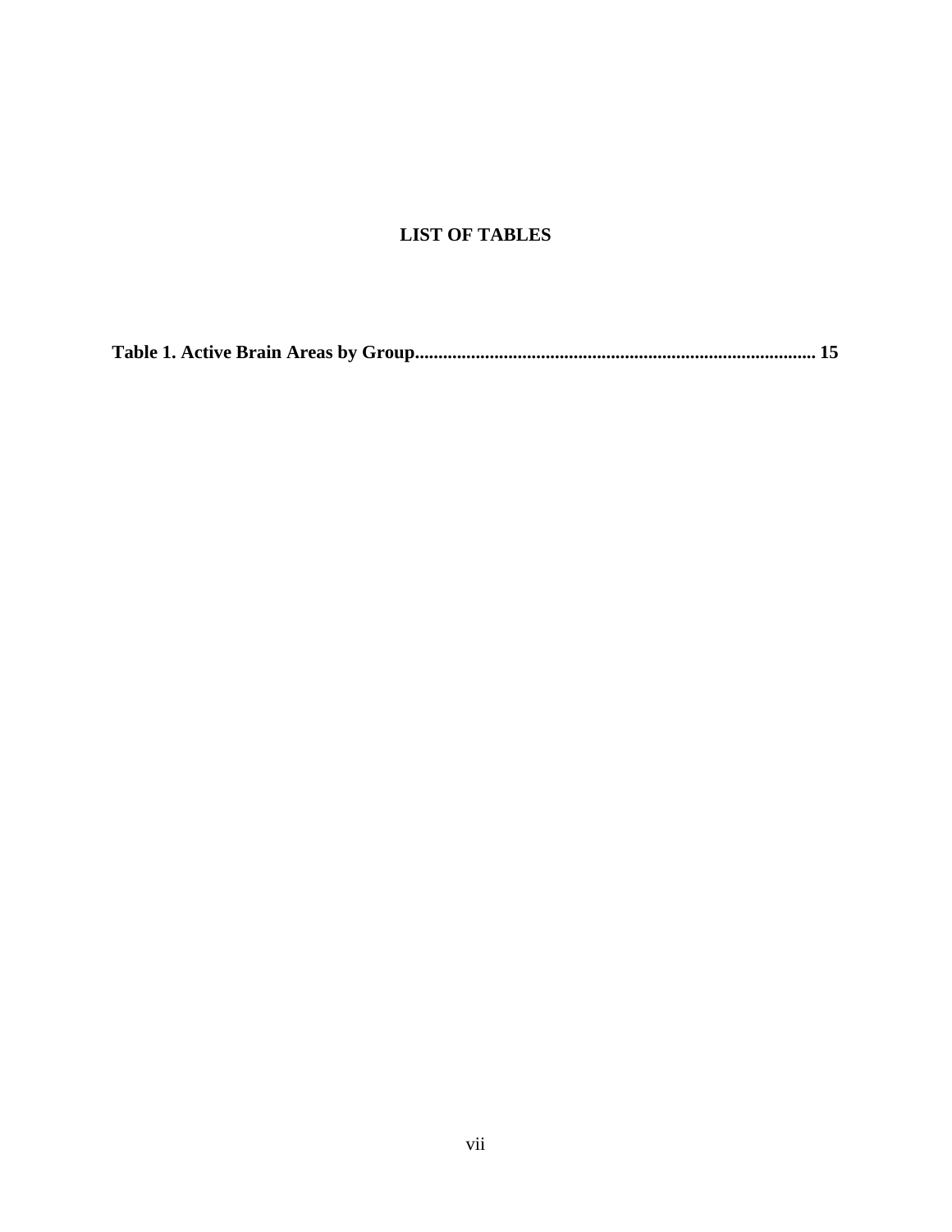# LIST OF TABLES

**Table 1. Active Brain Areas by Group...................................................................................... 15**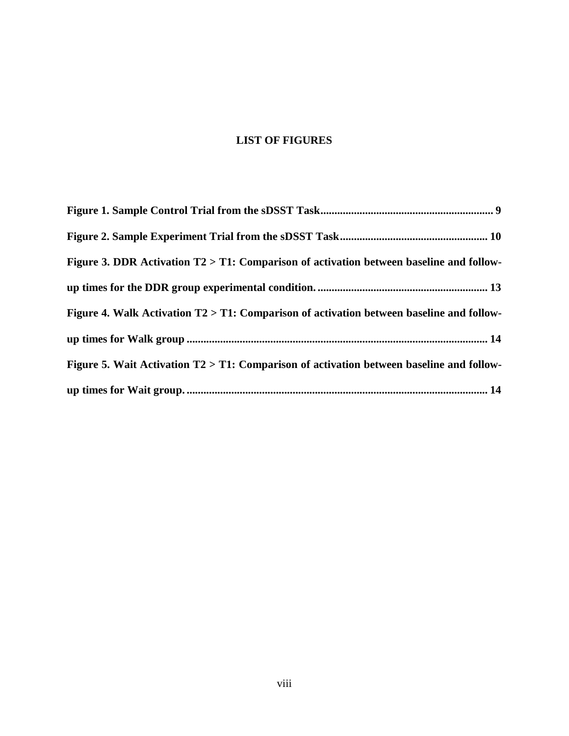## LIST OF FIGURES

**Figure 1. Sample Control Trial from the sDSST Task............................................................. 9**

**Figure 2. Sample Experiment Trial from the sDSST Task..................................................... 10**

**Figure 3. DDR Activation T2 > T1: Comparison of activation between baseline and follow-up times for the DDR group experimental condition. ............................................................ 13**

**Figure 4. Walk Activation T2 > T1: Comparison of activation between baseline and follow-up times for Walk group ........................................................................................................... 14**

**Figure 5. Wait Activation T2 > T1: Comparison of activation between baseline and follow-up times for Wait group. .......................................................................................................... 14**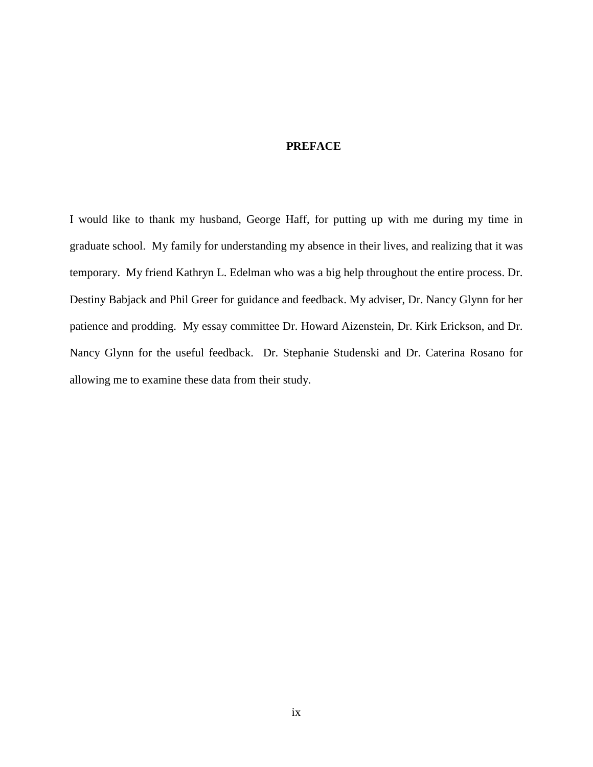# PREFACE

I would like to thank my husband, George Haff, for putting up with me during my time in graduate school. My family for understanding my absence in their lives, and realizing that it was temporary. My friend Kathryn L. Edelman who was a big help throughout the entire process. Dr. Destiny Babjack and Phil Greer for guidance and feedback. My adviser, Dr. Nancy Glynn for her patience and prodding. My essay committee Dr. Howard Aizenstein, Dr. Kirk Erickson, and Dr. Nancy Glynn for the useful feedback. Dr. Stephanie Studenski and Dr. Caterina Rosano for allowing me to examine these data from their study.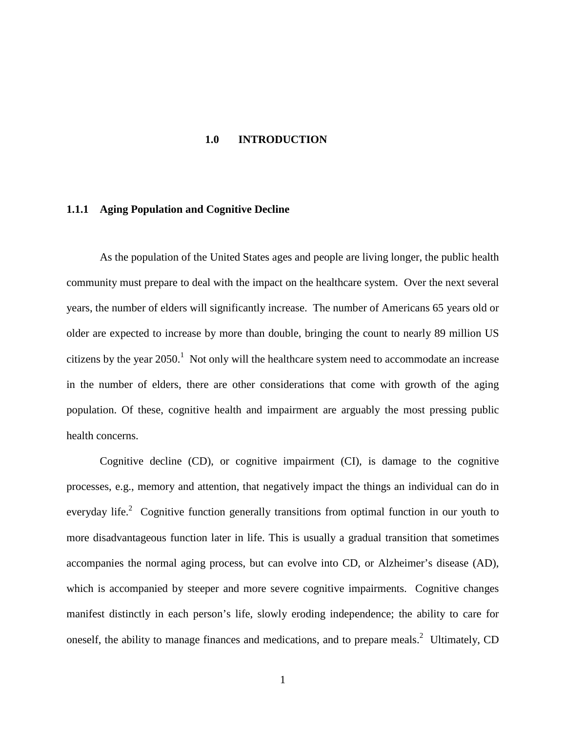# 1.0 INTRODUCTION

### 1.1.1 Aging Population and Cognitive Decline

As the population of the United States ages and people are living longer, the public health community must prepare to deal with the impact on the healthcare system. Over the next several years, the number of elders will significantly increase. The number of Americans 65 years old or older are expected to increase by more than double, bringing the count to nearly 89 million US citizens by the year 2050.[1] Not only will the healthcare system need to accommodate an increase in the number of elders, there are other considerations that come with growth of the aging population. Of these, cognitive health and impairment are arguably the most pressing public health concerns.

Cognitive decline (CD), or cognitive impairment (CI), is damage to the cognitive processes, e.g., memory and attention, that negatively impact the things an individual can do in everyday life.[2] Cognitive function generally transitions from optimal function in our youth to more disadvantageous function later in life. This is usually a gradual transition that sometimes accompanies the normal aging process, but can evolve into CD, or Alzheimer's disease (AD), which is accompanied by steeper and more severe cognitive impairments. Cognitive changes manifest distinctly in each person's life, slowly eroding independence; the ability to care for oneself, the ability to manage finances and medications, and to prepare meals.[2] Ultimately, CD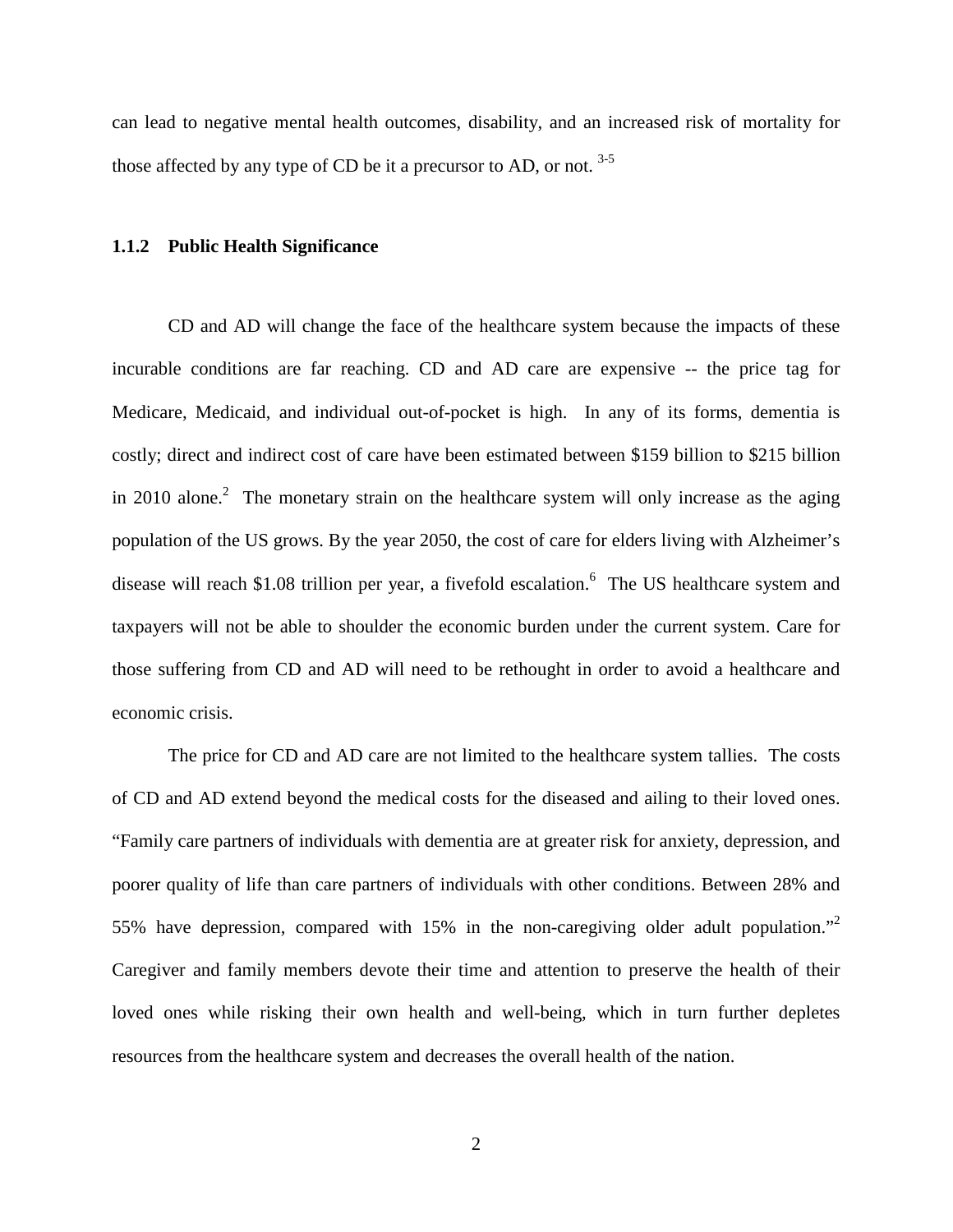can lead to negative mental health outcomes, disability, and an increased risk of mortality for those affected by any type of CD be it a precursor to AD, or not. [3-5]

### 1.1.2 Public Health Significance

CD and AD will change the face of the healthcare system because the impacts of these incurable conditions are far reaching. CD and AD care are expensive -- the price tag for Medicare, Medicaid, and individual out-of-pocket is high. In any of its forms, dementia is costly; direct and indirect cost of care have been estimated between \$159 billion to \$215 billion in 2010 alone.[2] The monetary strain on the healthcare system will only increase as the aging population of the US grows. By the year 2050, the cost of care for elders living with Alzheimer's disease will reach \$1.08 trillion per year, a fivefold escalation.[6] The US healthcare system and taxpayers will not be able to shoulder the economic burden under the current system. Care for those suffering from CD and AD will need to be rethought in order to avoid a healthcare and economic crisis.

The price for CD and AD care are not limited to the healthcare system tallies. The costs of CD and AD extend beyond the medical costs for the diseased and ailing to their loved ones. "Family care partners of individuals with dementia are at greater risk for anxiety, depression, and poorer quality of life than care partners of individuals with other conditions. Between 28% and 55% have depression, compared with 15% in the non-caregiving older adult population."[2] Caregiver and family members devote their time and attention to preserve the health of their loved ones while risking their own health and well-being, which in turn further depletes resources from the healthcare system and decreases the overall health of the nation.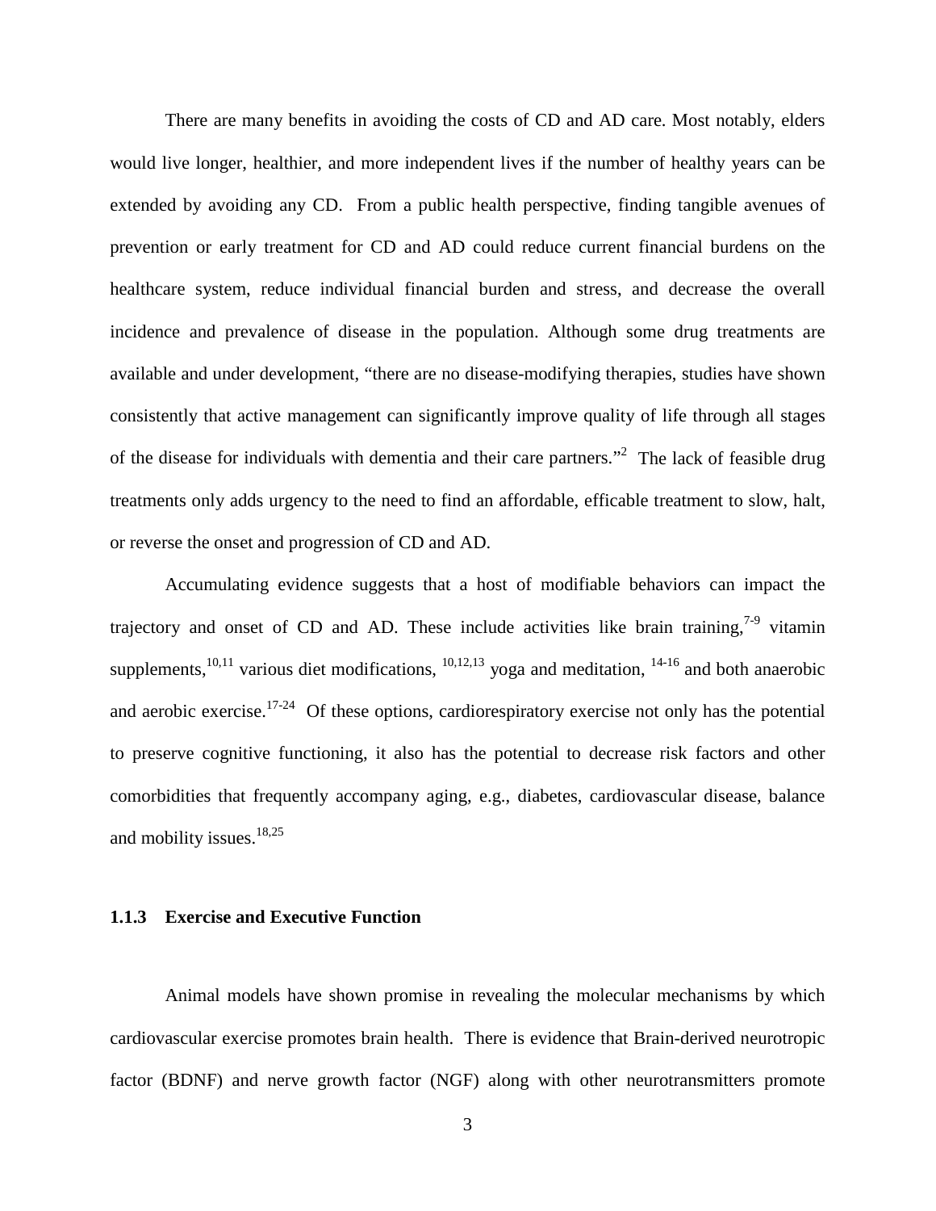There are many benefits in avoiding the costs of CD and AD care. Most notably, elders would live longer, healthier, and more independent lives if the number of healthy years can be extended by avoiding any CD. From a public health perspective, finding tangible avenues of prevention or early treatment for CD and AD could reduce current financial burdens on the healthcare system, reduce individual financial burden and stress, and decrease the overall incidence and prevalence of disease in the population. Although some drug treatments are available and under development, "there are no disease-modifying therapies, studies have shown consistently that active management can significantly improve quality of life through all stages of the disease for individuals with dementia and their care partners."[2] The lack of feasible drug treatments only adds urgency to the need to find an affordable, efficable treatment to slow, halt, or reverse the onset and progression of CD and AD.

Accumulating evidence suggests that a host of modifiable behaviors can impact the trajectory and onset of CD and AD. These include activities like brain training,[7-9] vitamin supplements,[10,11] various diet modifications, [10,12,13] yoga and meditation, [14-16] and both anaerobic and aerobic exercise.[17-24] Of these options, cardiorespiratory exercise not only has the potential to preserve cognitive functioning, it also has the potential to decrease risk factors and other comorbidities that frequently accompany aging, e.g., diabetes, cardiovascular disease, balance and mobility issues.[18,25]

### 1.1.3 Exercise and Executive Function

Animal models have shown promise in revealing the molecular mechanisms by which cardiovascular exercise promotes brain health. There is evidence that Brain-derived neurotropic factor (BDNF) and nerve growth factor (NGF) along with other neurotransmitters promote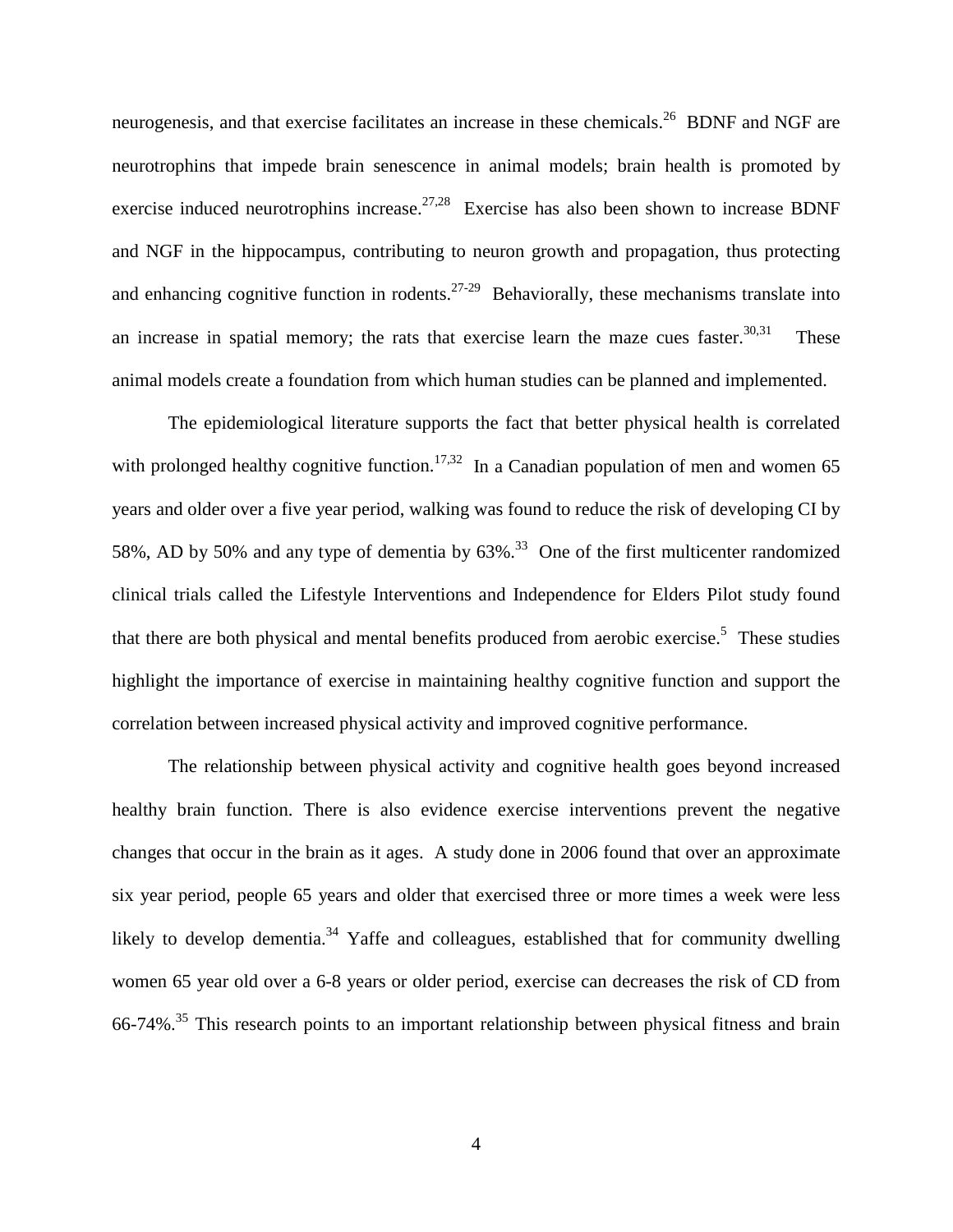neurogenesis, and that exercise facilitates an increase in these chemicals.[26] BDNF and NGF are neurotrophins that impede brain senescence in animal models; brain health is promoted by exercise induced neurotrophins increase.[27,28] Exercise has also been shown to increase BDNF and NGF in the hippocampus, contributing to neuron growth and propagation, thus protecting and enhancing cognitive function in rodents.[27-29] Behaviorally, these mechanisms translate into an increase in spatial memory; the rats that exercise learn the maze cues faster.[30,31] These animal models create a foundation from which human studies can be planned and implemented.

The epidemiological literature supports the fact that better physical health is correlated with prolonged healthy cognitive function.[17,32] In a Canadian population of men and women 65 years and older over a five year period, walking was found to reduce the risk of developing CI by 58%, AD by 50% and any type of dementia by 63%.[33] One of the first multicenter randomized clinical trials called the Lifestyle Interventions and Independence for Elders Pilot study found that there are both physical and mental benefits produced from aerobic exercise.[5] These studies highlight the importance of exercise in maintaining healthy cognitive function and support the correlation between increased physical activity and improved cognitive performance.

The relationship between physical activity and cognitive health goes beyond increased healthy brain function. There is also evidence exercise interventions prevent the negative changes that occur in the brain as it ages. A study done in 2006 found that over an approximate six year period, people 65 years and older that exercised three or more times a week were less likely to develop dementia.[34] Yaffe and colleagues, established that for community dwelling women 65 year old over a 6-8 years or older period, exercise can decreases the risk of CD from 66-74%.[35] This research points to an important relationship between physical fitness and brain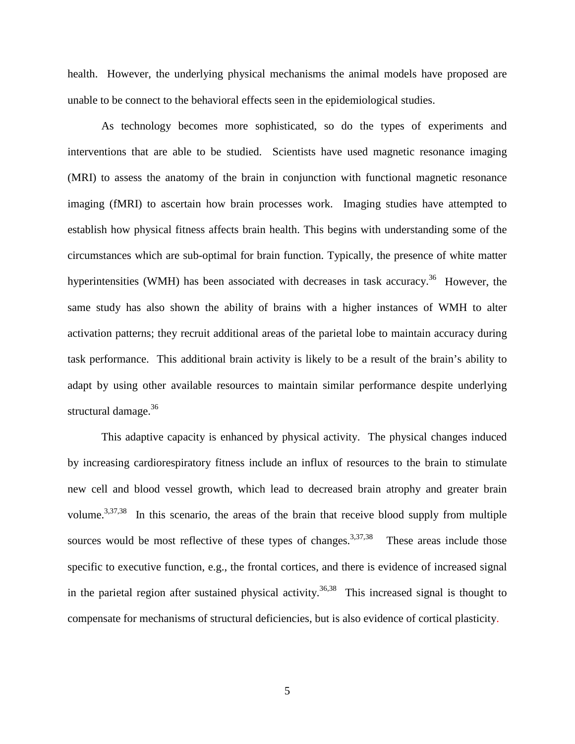health. However, the underlying physical mechanisms the animal models have proposed are unable to be connect to the behavioral effects seen in the epidemiological studies.

As technology becomes more sophisticated, so do the types of experiments and interventions that are able to be studied. Scientists have used magnetic resonance imaging (MRI) to assess the anatomy of the brain in conjunction with functional magnetic resonance imaging (fMRI) to ascertain how brain processes work. Imaging studies have attempted to establish how physical fitness affects brain health. This begins with understanding some of the circumstances which are sub-optimal for brain function. Typically, the presence of white matter hyperintensities (WMH) has been associated with decreases in task accuracy.[36] However, the same study has also shown the ability of brains with a higher instances of WMH to alter activation patterns; they recruit additional areas of the parietal lobe to maintain accuracy during task performance. This additional brain activity is likely to be a result of the brain's ability to adapt by using other available resources to maintain similar performance despite underlying structural damage.[36]

This adaptive capacity is enhanced by physical activity. The physical changes induced by increasing cardiorespiratory fitness include an influx of resources to the brain to stimulate new cell and blood vessel growth, which lead to decreased brain atrophy and greater brain volume.[3,37,38] In this scenario, the areas of the brain that receive blood supply from multiple sources would be most reflective of these types of changes.[3,37,38] These areas include those specific to executive function, e.g., the frontal cortices, and there is evidence of increased signal in the parietal region after sustained physical activity.[36,38] This increased signal is thought to compensate for mechanisms of structural deficiencies, but is also evidence of cortical plasticity.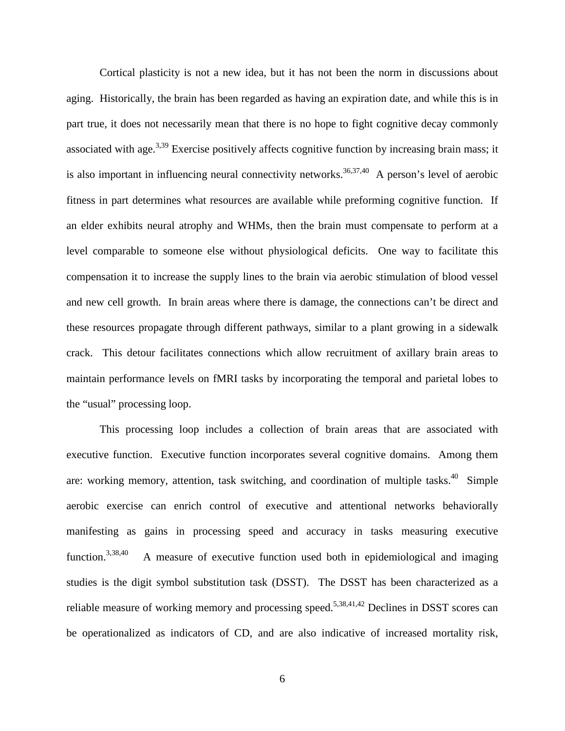Cortical plasticity is not a new idea, but it has not been the norm in discussions about aging. Historically, the brain has been regarded as having an expiration date, and while this is in part true, it does not necessarily mean that there is no hope to fight cognitive decay commonly associated with age.[3,39] Exercise positively affects cognitive function by increasing brain mass; it is also important in influencing neural connectivity networks.[36,37,40] A person's level of aerobic fitness in part determines what resources are available while preforming cognitive function. If an elder exhibits neural atrophy and WHMs, then the brain must compensate to perform at a level comparable to someone else without physiological deficits. One way to facilitate this compensation it to increase the supply lines to the brain via aerobic stimulation of blood vessel and new cell growth. In brain areas where there is damage, the connections can't be direct and these resources propagate through different pathways, similar to a plant growing in a sidewalk crack. This detour facilitates connections which allow recruitment of axillary brain areas to maintain performance levels on fMRI tasks by incorporating the temporal and parietal lobes to the "usual" processing loop.

This processing loop includes a collection of brain areas that are associated with executive function. Executive function incorporates several cognitive domains. Among them are: working memory, attention, task switching, and coordination of multiple tasks.[40] Simple aerobic exercise can enrich control of executive and attentional networks behaviorally manifesting as gains in processing speed and accuracy in tasks measuring executive function.[3,38,40] A measure of executive function used both in epidemiological and imaging studies is the digit symbol substitution task (DSST). The DSST has been characterized as a reliable measure of working memory and processing speed.[5,38,41,42] Declines in DSST scores can be operationalized as indicators of CD, and are also indicative of increased mortality risk,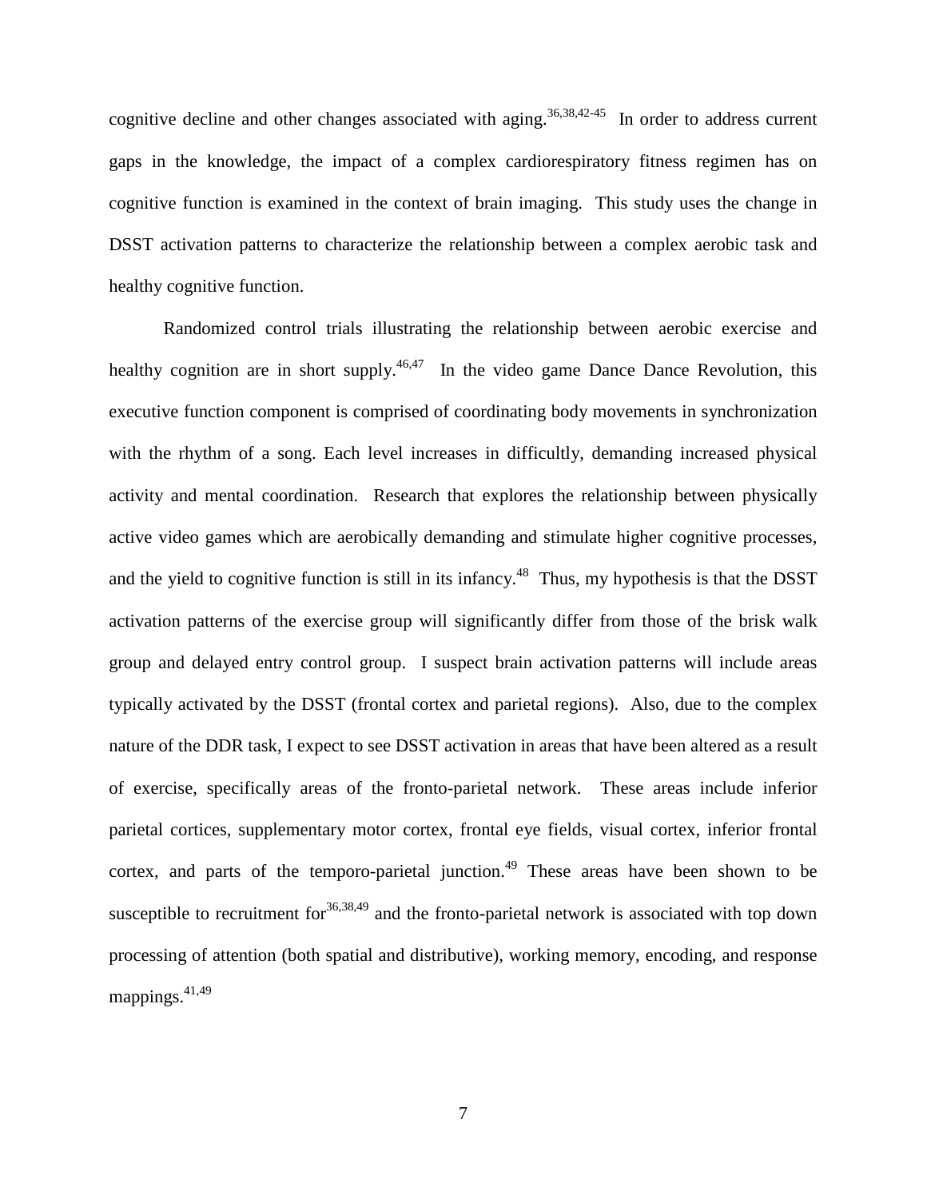cognitive decline and other changes associated with aging.[36,38,42-45] In order to address current gaps in the knowledge, the impact of a complex cardiorespiratory fitness regimen has on cognitive function is examined in the context of brain imaging. This study uses the change in DSST activation patterns to characterize the relationship between a complex aerobic task and healthy cognitive function.

Randomized control trials illustrating the relationship between aerobic exercise and healthy cognition are in short supply.[46,47] In the video game Dance Dance Revolution, this executive function component is comprised of coordinating body movements in synchronization with the rhythm of a song. Each level increases in difficultly, demanding increased physical activity and mental coordination. Research that explores the relationship between physically active video games which are aerobically demanding and stimulate higher cognitive processes, and the yield to cognitive function is still in its infancy.[48] Thus, my hypothesis is that the DSST activation patterns of the exercise group will significantly differ from those of the brisk walk group and delayed entry control group. I suspect brain activation patterns will include areas typically activated by the DSST (frontal cortex and parietal regions). Also, due to the complex nature of the DDR task, I expect to see DSST activation in areas that have been altered as a result of exercise, specifically areas of the fronto-parietal network. These areas include inferior parietal cortices, supplementary motor cortex, frontal eye fields, visual cortex, inferior frontal cortex, and parts of the temporo-parietal junction.[49] These areas have been shown to be susceptible to recruitment for[36,38,49] and the fronto-parietal network is associated with top down processing of attention (both spatial and distributive), working memory, encoding, and response mappings.[41,49]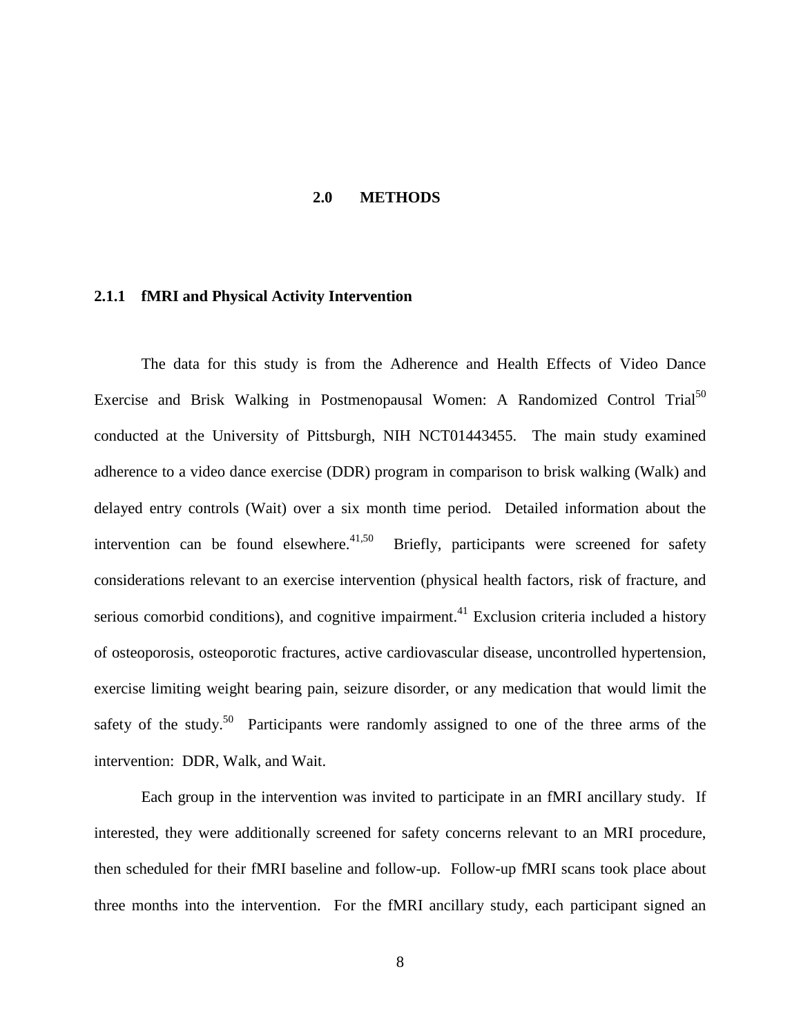# 2.0 METHODS

### 2.1.1 fMRI and Physical Activity Intervention

The data for this study is from the Adherence and Health Effects of Video Dance Exercise and Brisk Walking in Postmenopausal Women: A Randomized Control Trial[50] conducted at the University of Pittsburgh, NIH NCT01443455. The main study examined adherence to a video dance exercise (DDR) program in comparison to brisk walking (Walk) and delayed entry controls (Wait) over a six month time period. Detailed information about the intervention can be found elsewhere.[41,50] Briefly, participants were screened for safety considerations relevant to an exercise intervention (physical health factors, risk of fracture, and serious comorbid conditions), and cognitive impairment.[41] Exclusion criteria included a history of osteoporosis, osteoporotic fractures, active cardiovascular disease, uncontrolled hypertension, exercise limiting weight bearing pain, seizure disorder, or any medication that would limit the safety of the study.[50] Participants were randomly assigned to one of the three arms of the intervention: DDR, Walk, and Wait.

Each group in the intervention was invited to participate in an fMRI ancillary study. If interested, they were additionally screened for safety concerns relevant to an MRI procedure, then scheduled for their fMRI baseline and follow-up. Follow-up fMRI scans took place about three months into the intervention. For the fMRI ancillary study, each participant signed an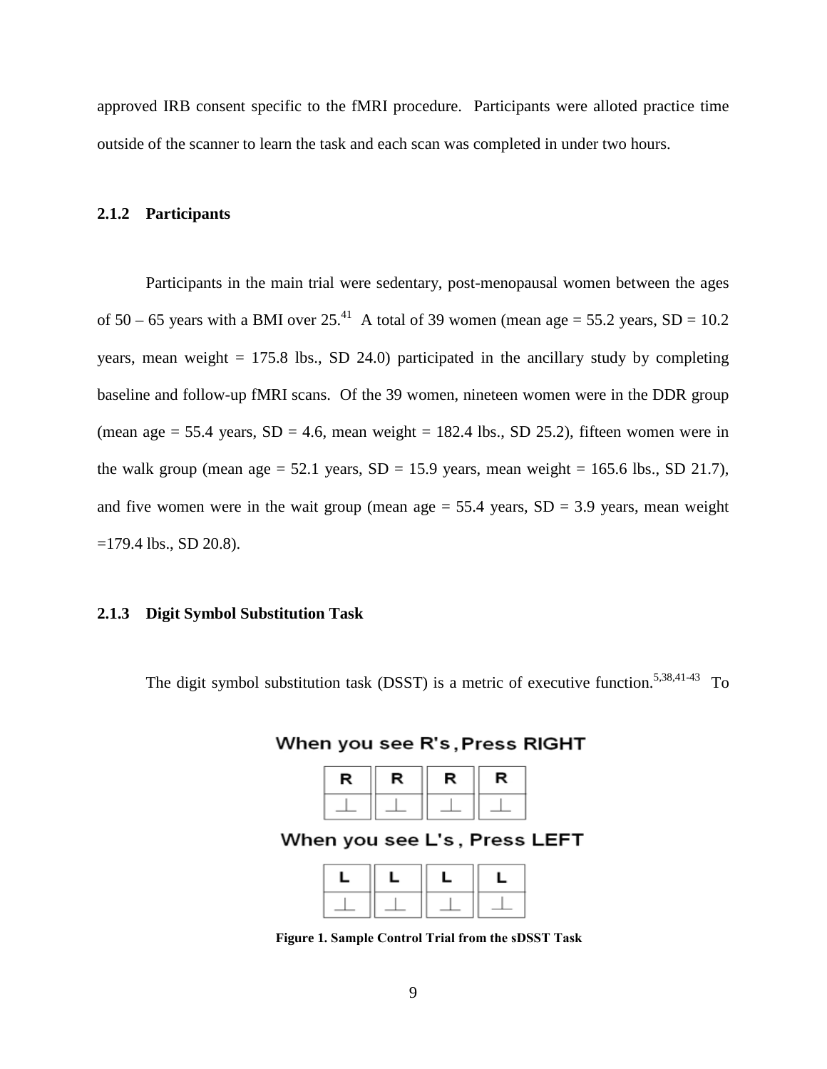approved IRB consent specific to the fMRI procedure. Participants were alloted practice time outside of the scanner to learn the task and each scan was completed in under two hours.

### 2.1.2 Participants

Participants in the main trial were sedentary, post-menopausal women between the ages of 50 – 65 years with a BMI over 25.[41] A total of 39 women (mean age = 55.2 years, SD = 10.2 years, mean weight = 175.8 lbs., SD 24.0) participated in the ancillary study by completing baseline and follow-up fMRI scans. Of the 39 women, nineteen women were in the DDR group (mean age = 55.4 years, SD = 4.6, mean weight = 182.4 lbs., SD 25.2), fifteen women were in the walk group (mean age = 52.1 years, SD = 15.9 years, mean weight = 165.6 lbs., SD 21.7), and five women were in the wait group (mean age = 55.4 years, SD = 3.9 years, mean weight =179.4 lbs., SD 20.8).

### 2.1.3 Digit Symbol Substitution Task

The digit symbol substitution task (DSST) is a metric of executive function.[5,38,41-43] To

When you see R's, Press RIGHT

| R | R | R | R |
|---|---|---|---|
| ⊥ | ⊥ | ⊥ | ⊥ |

When you see L's, Press LEFT

| L | L | L | L |
|---|---|---|---|
| ⊥ | ⊥ | ⊥ | ⊥ |

**Figure 1. Sample Control Trial from the sDSST Task**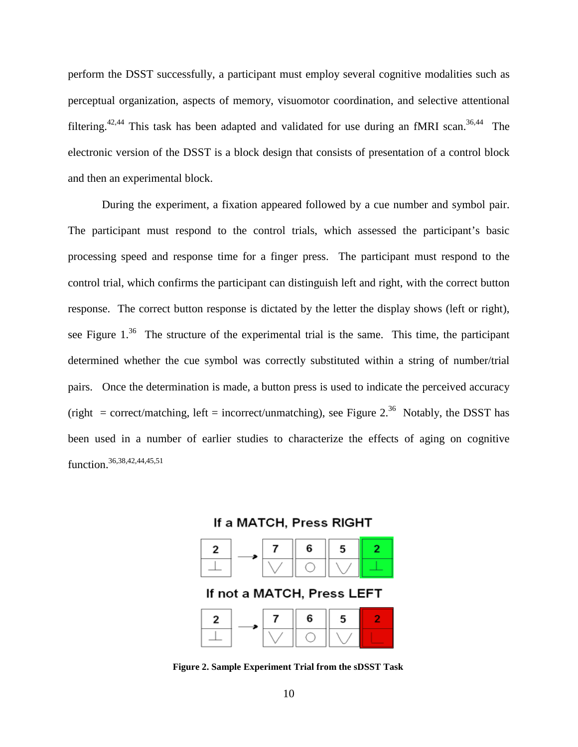perform the DSST successfully, a participant must employ several cognitive modalities such as perceptual organization, aspects of memory, visuomotor coordination, and selective attentional filtering.[42,44] This task has been adapted and validated for use during an fMRI scan.[36,44] The electronic version of the DSST is a block design that consists of presentation of a control block and then an experimental block.

During the experiment, a fixation appeared followed by a cue number and symbol pair. The participant must respond to the control trials, which assessed the participant's basic processing speed and response time for a finger press. The participant must respond to the control trial, which confirms the participant can distinguish left and right, with the correct button response. The correct button response is dictated by the letter the display shows (left or right), see Figure 1.[36] The structure of the experimental trial is the same. This time, the participant determined whether the cue symbol was correctly substituted within a string of number/trial pairs. Once the determination is made, a button press is used to indicate the perceived accuracy (right = correct/matching, left = incorrect/unmatching), see Figure 2.[36] Notably, the DSST has been used in a number of earlier studies to characterize the effects of aging on cognitive function.[36,38,42,44,45,51]

If a MATCH, Press RIGHT

If not a MATCH, Press LEFT

**Figure 2. Sample Experiment Trial from the sDSST Task**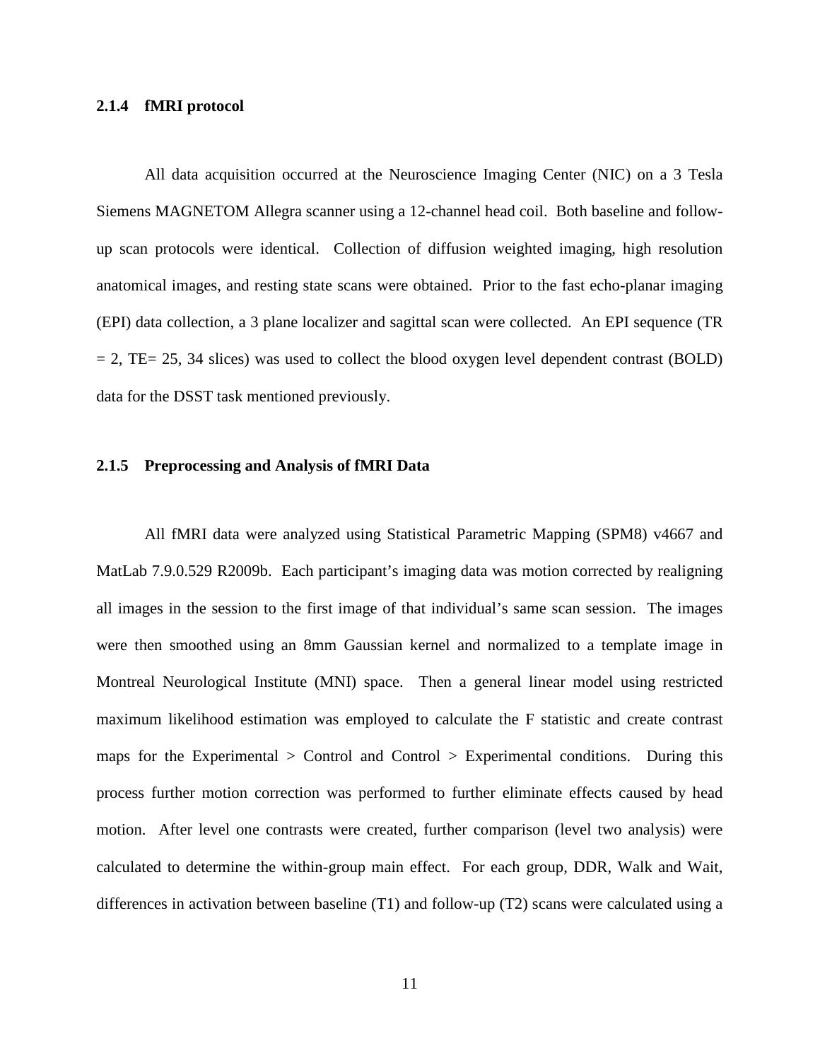### 2.1.4 fMRI protocol

All data acquisition occurred at the Neuroscience Imaging Center (NIC) on a 3 Tesla Siemens MAGNETOM Allegra scanner using a 12-channel head coil. Both baseline and follow-up scan protocols were identical. Collection of diffusion weighted imaging, high resolution anatomical images, and resting state scans were obtained. Prior to the fast echo-planar imaging (EPI) data collection, a 3 plane localizer and sagittal scan were collected. An EPI sequence (TR = 2, TE= 25, 34 slices) was used to collect the blood oxygen level dependent contrast (BOLD) data for the DSST task mentioned previously.

### 2.1.5 Preprocessing and Analysis of fMRI Data

All fMRI data were analyzed using Statistical Parametric Mapping (SPM8) v4667 and MatLab 7.9.0.529 R2009b. Each participant's imaging data was motion corrected by realigning all images in the session to the first image of that individual's same scan session. The images were then smoothed using an 8mm Gaussian kernel and normalized to a template image in Montreal Neurological Institute (MNI) space. Then a general linear model using restricted maximum likelihood estimation was employed to calculate the F statistic and create contrast maps for the Experimental > Control and Control > Experimental conditions. During this process further motion correction was performed to further eliminate effects caused by head motion. After level one contrasts were created, further comparison (level two analysis) were calculated to determine the within-group main effect. For each group, DDR, Walk and Wait, differences in activation between baseline (T1) and follow-up (T2) scans were calculated using a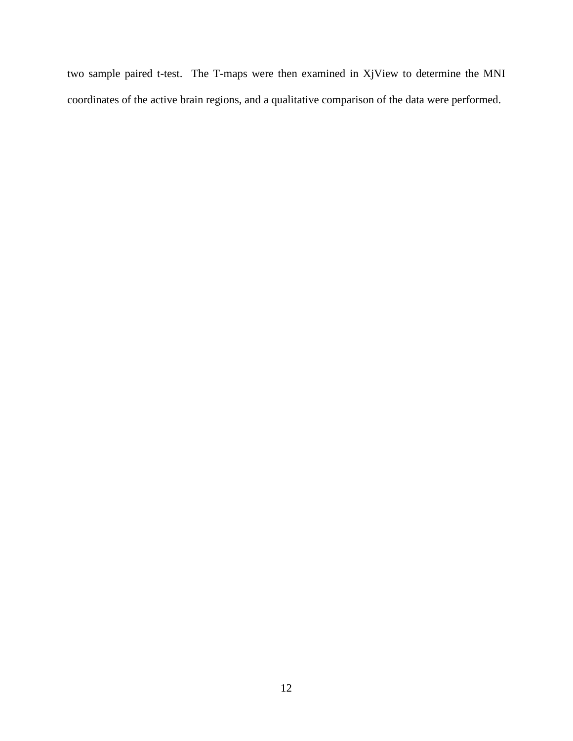two sample paired t-test. The T-maps were then examined in XjView to determine the MNI coordinates of the active brain regions, and a qualitative comparison of the data were performed.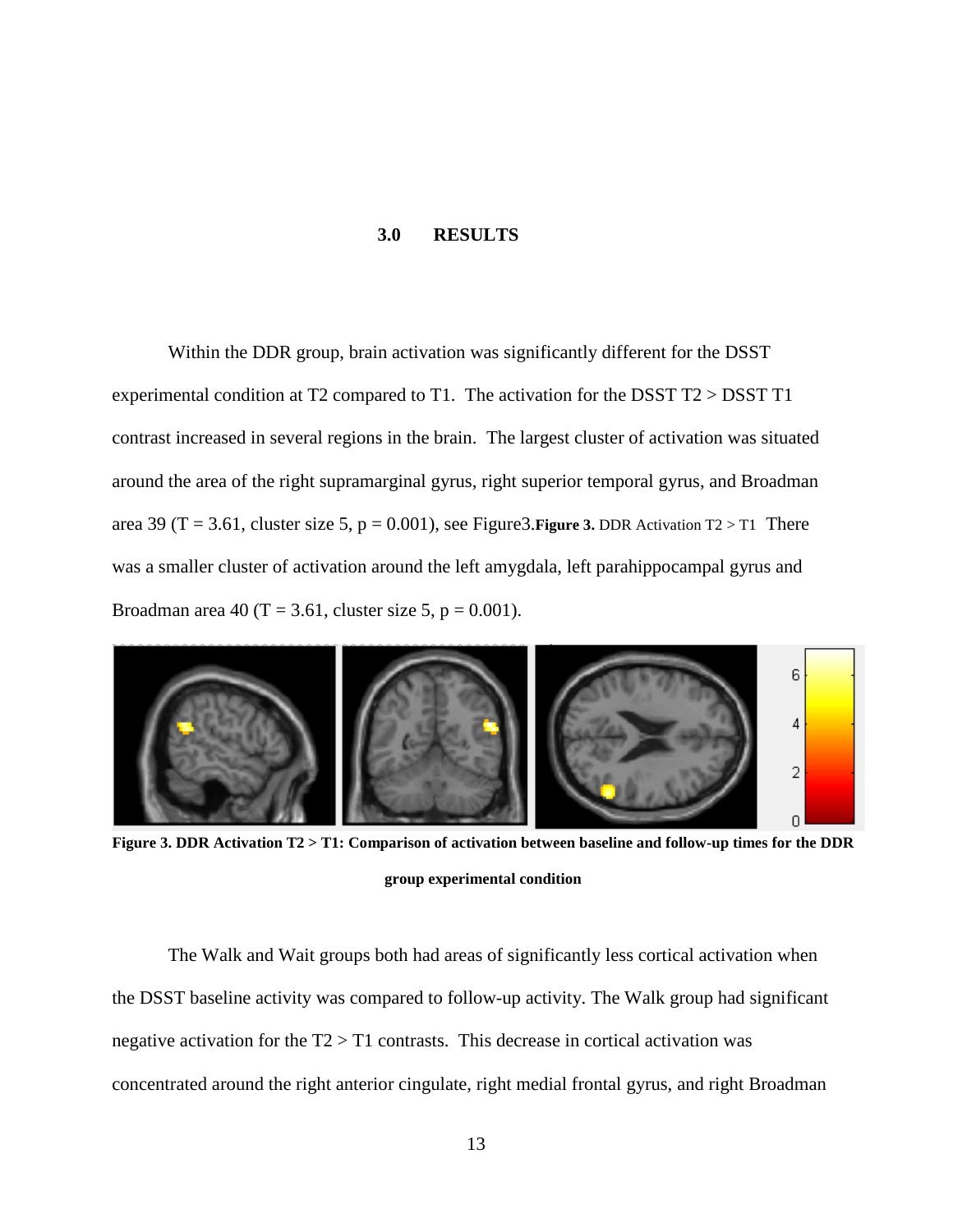# 3.0 RESULTS

Within the DDR group, brain activation was significantly different for the DSST experimental condition at T2 compared to T1. The activation for the DSST T2 > DSST T1 contrast increased in several regions in the brain. The largest cluster of activation was situated around the area of the right supramarginal gyrus, right superior temporal gyrus, and Broadman area 39 (T = 3.61, cluster size 5, p = 0.001), see Figure3.**Figure 3.** DDR Activation T2 > T1 There was a smaller cluster of activation around the left amygdala, left parahippocampal gyrus and Broadman area 40 (T = 3.61, cluster size 5, p = 0.001).

**Figure 3. DDR Activation T2 > T1: Comparison of activation between baseline and follow-up times for the DDR group experimental condition**

The Walk and Wait groups both had areas of significantly less cortical activation when the DSST baseline activity was compared to follow-up activity. The Walk group had significant negative activation for the T2 > T1 contrasts. This decrease in cortical activation was concentrated around the right anterior cingulate, right medial frontal gyrus, and right Broadman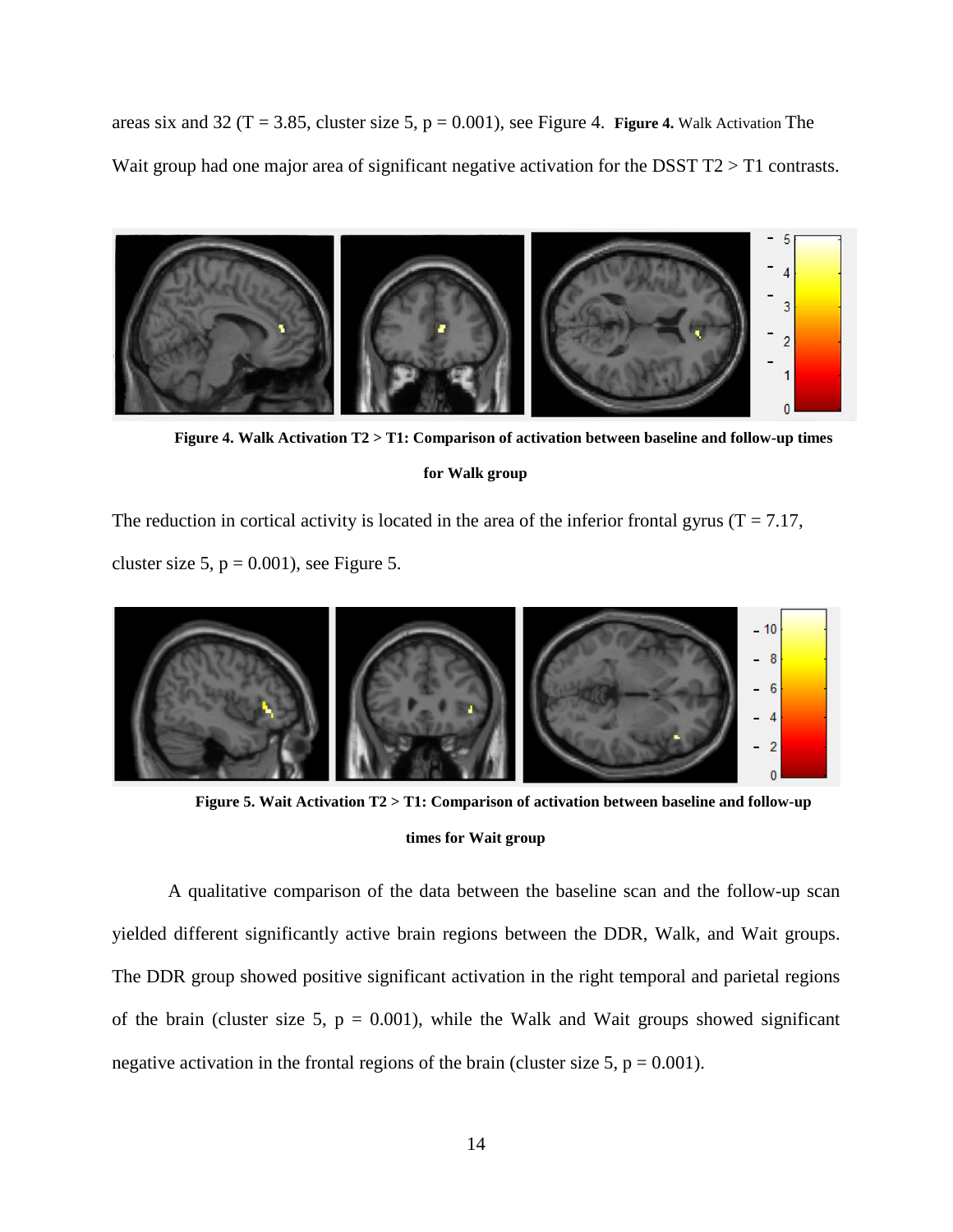areas six and 32 (T = 3.85, cluster size 5, p = 0.001), see Figure 4. **Figure 4.** Walk Activation The Wait group had one major area of significant negative activation for the DSST T2 > T1 contrasts.

**Figure 4. Walk Activation T2 > T1: Comparison of activation between baseline and follow-up times for Walk group**

The reduction in cortical activity is located in the area of the inferior frontal gyrus (T = 7.17, cluster size 5, p = 0.001), see Figure 5.

**Figure 5. Wait Activation T2 > T1: Comparison of activation between baseline and follow-up times for Wait group**

A qualitative comparison of the data between the baseline scan and the follow-up scan yielded different significantly active brain regions between the DDR, Walk, and Wait groups. The DDR group showed positive significant activation in the right temporal and parietal regions of the brain (cluster size 5, p = 0.001), while the Walk and Wait groups showed significant negative activation in the frontal regions of the brain (cluster size 5, p = 0.001).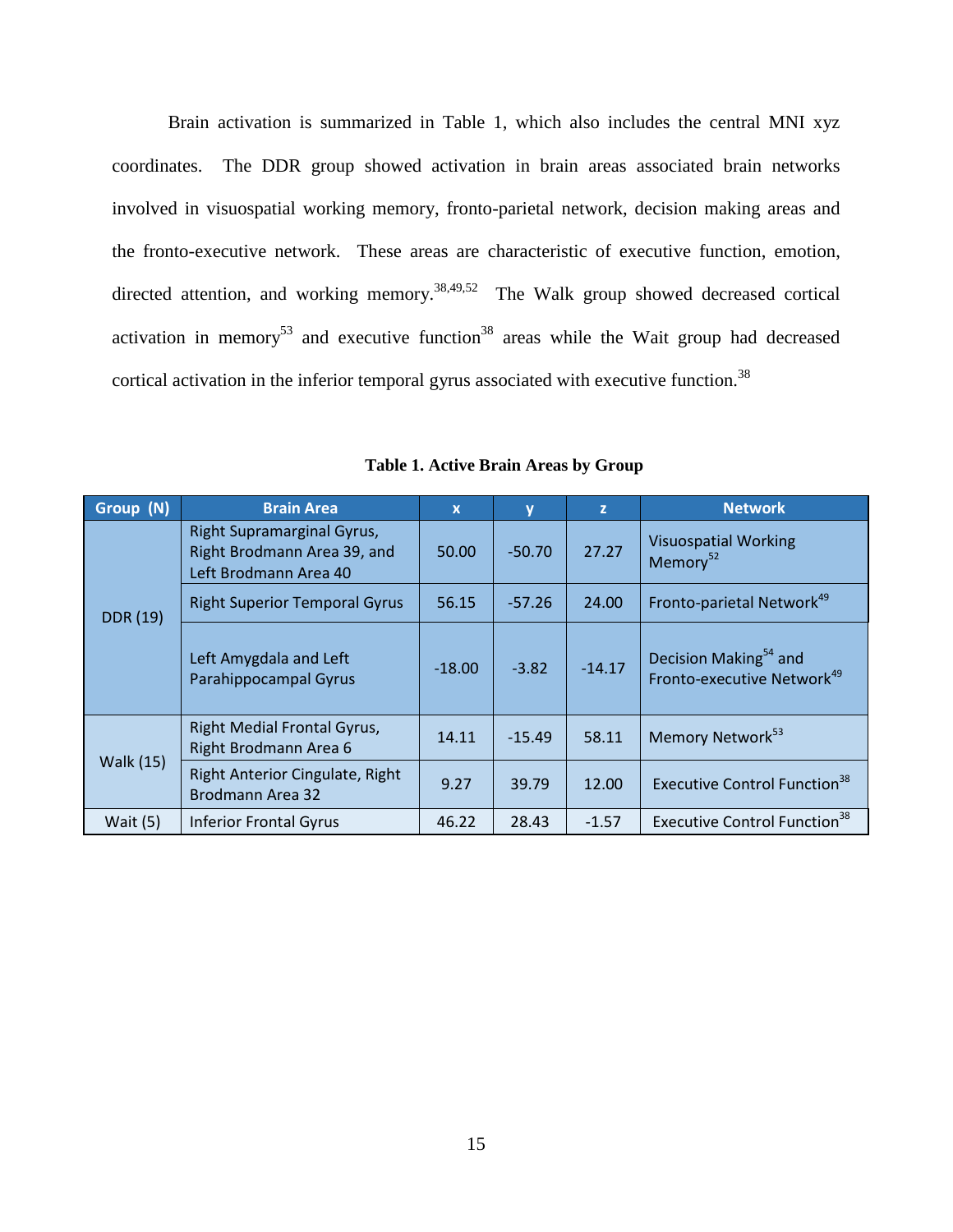Brain activation is summarized in Table 1, which also includes the central MNI xyz coordinates. The DDR group showed activation in brain areas associated brain networks involved in visuospatial working memory, fronto-parietal network, decision making areas and the fronto-executive network. These areas are characteristic of executive function, emotion, directed attention, and working memory.[38,49,52] The Walk group showed decreased cortical activation in memory[53] and executive function[38] areas while the Wait group had decreased cortical activation in the inferior temporal gyrus associated with executive function.[38]

**Table 1. Active Brain Areas by Group**

| Group (N) | Brain Area | x | y | z | Network |
|---|---|---|---|---|---|
| DDR (19) | Right Supramarginal Gyrus, Right Brodmann Area 39, and Left Brodmann Area 40 | 50.00 | -50.70 | 27.27 | Visuospatial Working Memory[52] |
| | Right Superior Temporal Gyrus | 56.15 | -57.26 | 24.00 | Fronto-parietal Network[49] |
| | Left Amygdala and Left Parahippocampal Gyrus | -18.00 | -3.82 | -14.17 | Decision Making[54] and Fronto-executive Network[49] |
| Walk (15) | Right Medial Frontal Gyrus, Right Brodmann Area 6 | 14.11 | -15.49 | 58.11 | Memory Network[53] |
| | Right Anterior Cingulate, Right Brodmann Area 32 | 9.27 | 39.79 | 12.00 | Executive Control Function[38] |
| Wait (5) | Inferior Frontal Gyrus | 46.22 | 28.43 | -1.57 | Executive Control Function[38] |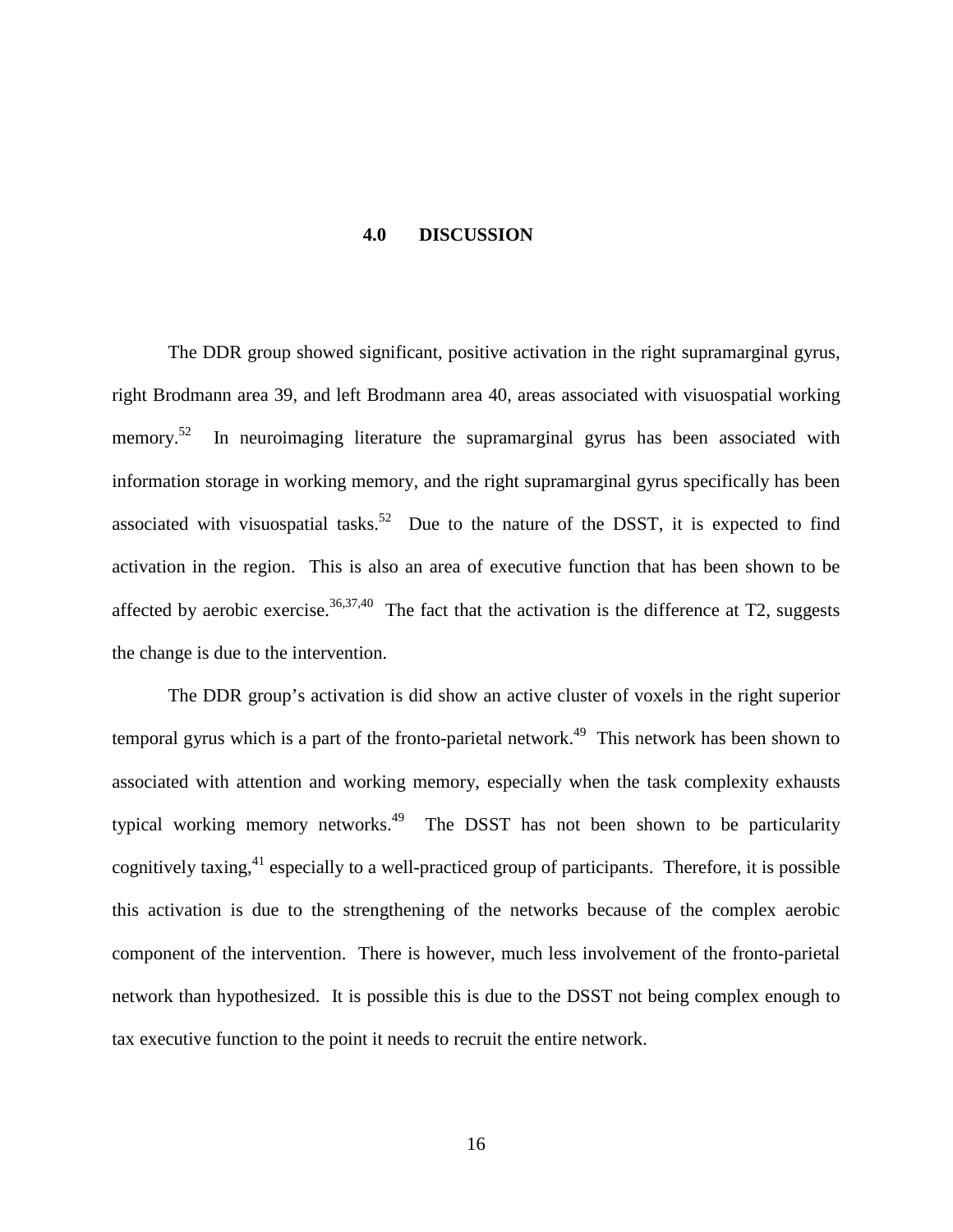# 4.0 DISCUSSION

The DDR group showed significant, positive activation in the right supramarginal gyrus, right Brodmann area 39, and left Brodmann area 40, areas associated with visuospatial working memory.[52] In neuroimaging literature the supramarginal gyrus has been associated with information storage in working memory, and the right supramarginal gyrus specifically has been associated with visuospatial tasks.[52] Due to the nature of the DSST, it is expected to find activation in the region. This is also an area of executive function that has been shown to be affected by aerobic exercise.[36,37,40] The fact that the activation is the difference at T2, suggests the change is due to the intervention.

The DDR group's activation is did show an active cluster of voxels in the right superior temporal gyrus which is a part of the fronto-parietal network.[49] This network has been shown to associated with attention and working memory, especially when the task complexity exhausts typical working memory networks.[49] The DSST has not been shown to be particularity cognitively taxing,[41] especially to a well-practiced group of participants. Therefore, it is possible this activation is due to the strengthening of the networks because of the complex aerobic component of the intervention. There is however, much less involvement of the fronto-parietal network than hypothesized. It is possible this is due to the DSST not being complex enough to tax executive function to the point it needs to recruit the entire network.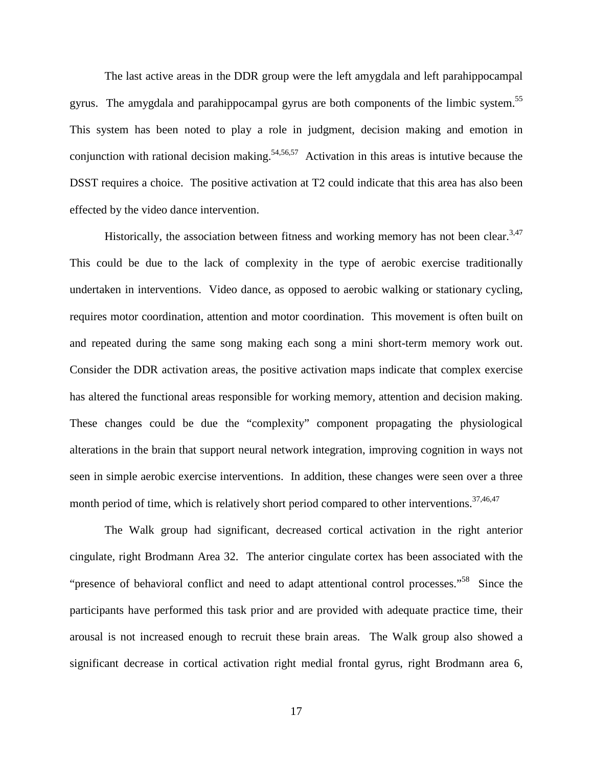The last active areas in the DDR group were the left amygdala and left parahippocampal gyrus. The amygdala and parahippocampal gyrus are both components of the limbic system.[55] This system has been noted to play a role in judgment, decision making and emotion in conjunction with rational decision making.[54,56,57] Activation in this areas is intutive because the DSST requires a choice. The positive activation at T2 could indicate that this area has also been effected by the video dance intervention.

Historically, the association between fitness and working memory has not been clear.[3,47] This could be due to the lack of complexity in the type of aerobic exercise traditionally undertaken in interventions. Video dance, as opposed to aerobic walking or stationary cycling, requires motor coordination, attention and motor coordination. This movement is often built on and repeated during the same song making each song a mini short-term memory work out. Consider the DDR activation areas, the positive activation maps indicate that complex exercise has altered the functional areas responsible for working memory, attention and decision making. These changes could be due the "complexity" component propagating the physiological alterations in the brain that support neural network integration, improving cognition in ways not seen in simple aerobic exercise interventions. In addition, these changes were seen over a three month period of time, which is relatively short period compared to other interventions.[37,46,47]

The Walk group had significant, decreased cortical activation in the right anterior cingulate, right Brodmann Area 32. The anterior cingulate cortex has been associated with the "presence of behavioral conflict and need to adapt attentional control processes."[58] Since the participants have performed this task prior and are provided with adequate practice time, their arousal is not increased enough to recruit these brain areas. The Walk group also showed a significant decrease in cortical activation right medial frontal gyrus, right Brodmann area 6,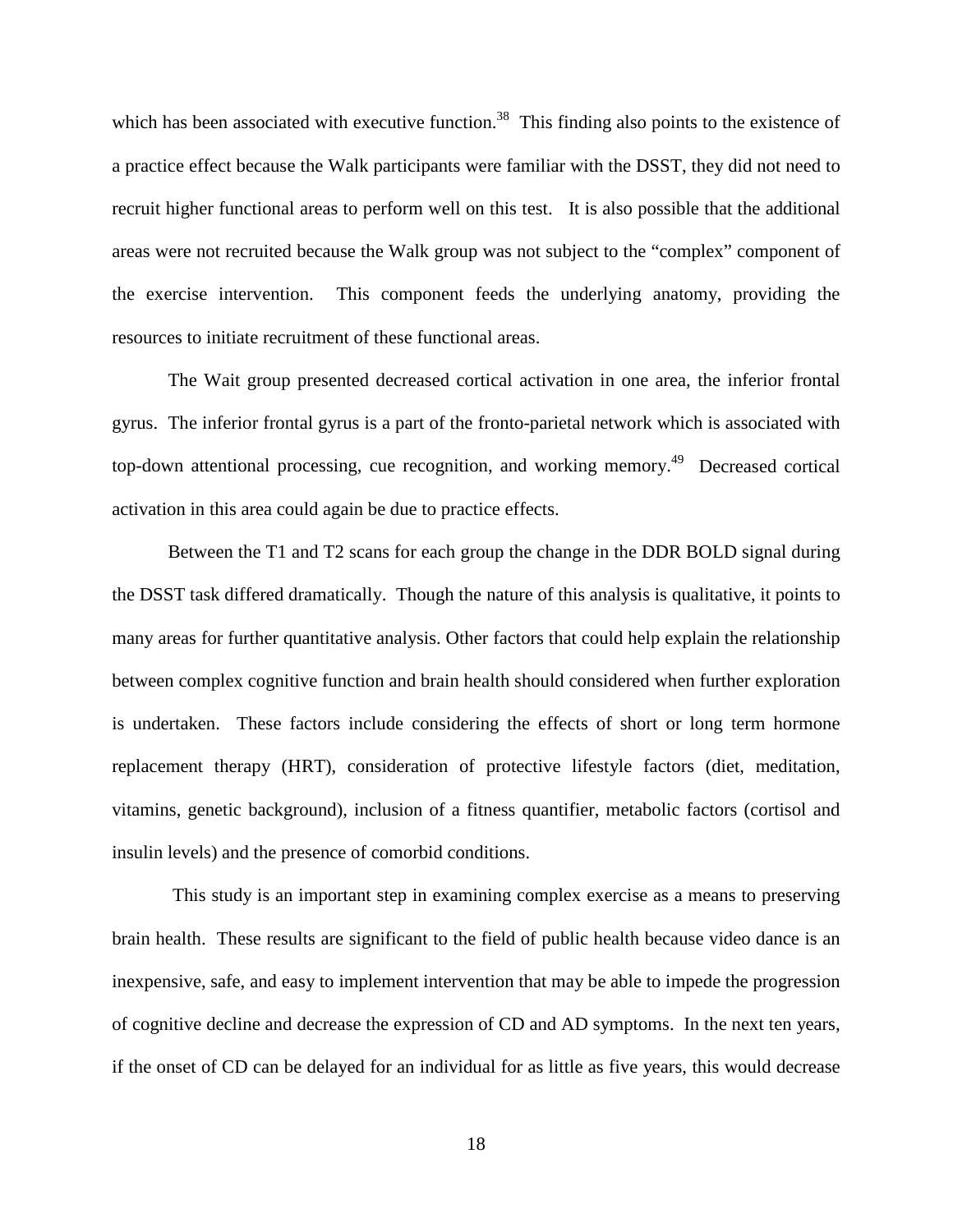which has been associated with executive function.[38] This finding also points to the existence of a practice effect because the Walk participants were familiar with the DSST, they did not need to recruit higher functional areas to perform well on this test. It is also possible that the additional areas were not recruited because the Walk group was not subject to the "complex" component of the exercise intervention. This component feeds the underlying anatomy, providing the resources to initiate recruitment of these functional areas.

The Wait group presented decreased cortical activation in one area, the inferior frontal gyrus. The inferior frontal gyrus is a part of the fronto-parietal network which is associated with top-down attentional processing, cue recognition, and working memory.[49] Decreased cortical activation in this area could again be due to practice effects.

Between the T1 and T2 scans for each group the change in the DDR BOLD signal during the DSST task differed dramatically. Though the nature of this analysis is qualitative, it points to many areas for further quantitative analysis. Other factors that could help explain the relationship between complex cognitive function and brain health should considered when further exploration is undertaken. These factors include considering the effects of short or long term hormone replacement therapy (HRT), consideration of protective lifestyle factors (diet, meditation, vitamins, genetic background), inclusion of a fitness quantifier, metabolic factors (cortisol and insulin levels) and the presence of comorbid conditions.

This study is an important step in examining complex exercise as a means to preserving brain health. These results are significant to the field of public health because video dance is an inexpensive, safe, and easy to implement intervention that may be able to impede the progression of cognitive decline and decrease the expression of CD and AD symptoms. In the next ten years, if the onset of CD can be delayed for an individual for as little as five years, this would decrease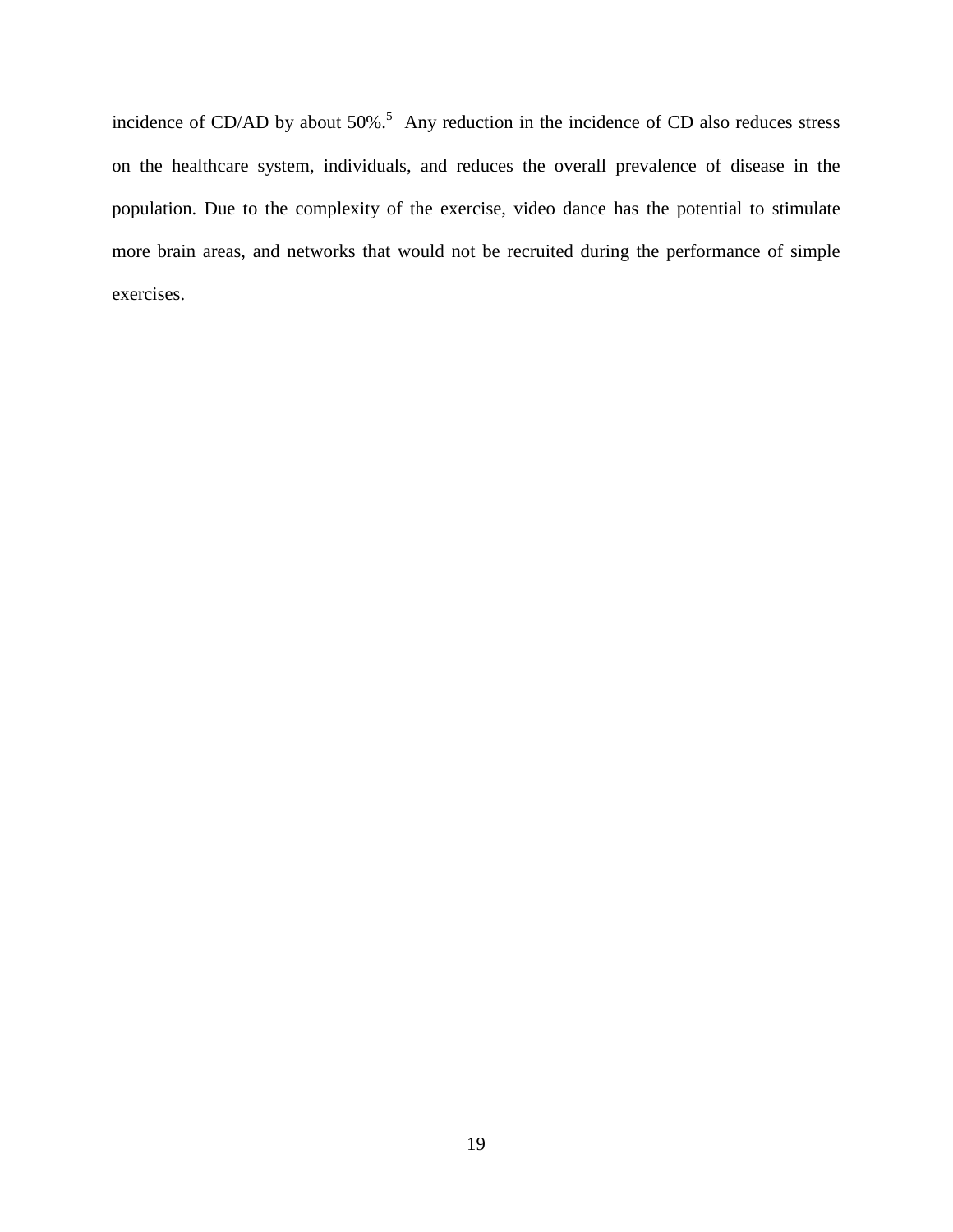incidence of CD/AD by about 50%.[5] Any reduction in the incidence of CD also reduces stress on the healthcare system, individuals, and reduces the overall prevalence of disease in the population. Due to the complexity of the exercise, video dance has the potential to stimulate more brain areas, and networks that would not be recruited during the performance of simple exercises.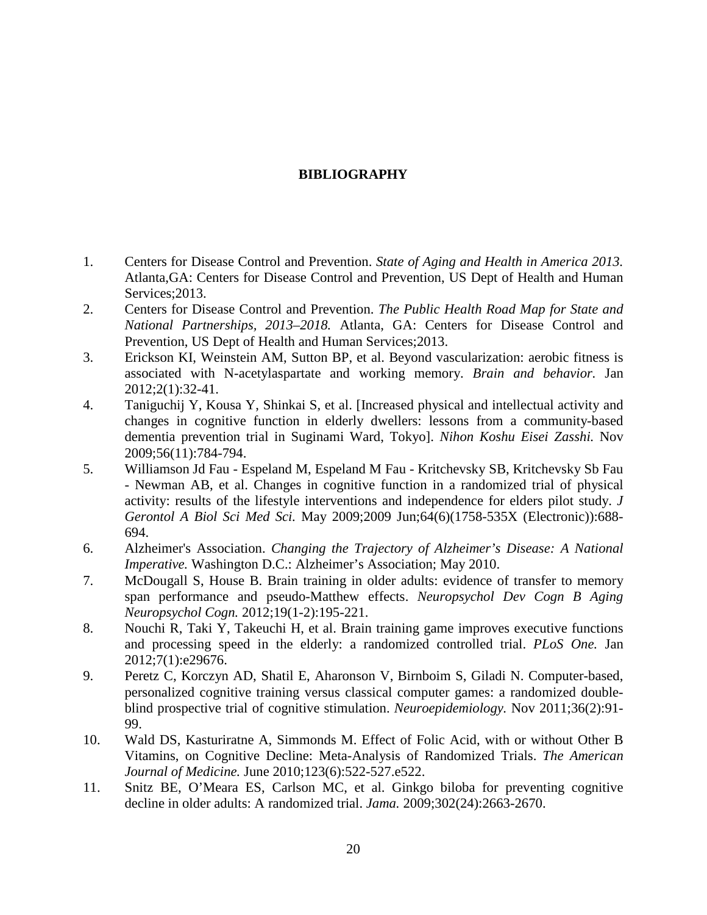# BIBLIOGRAPHY

1. Centers for Disease Control and Prevention. *State of Aging and Health in America 2013.* Atlanta,GA: Centers for Disease Control and Prevention, US Dept of Health and Human Services;2013.
2. Centers for Disease Control and Prevention. *The Public Health Road Map for State and National Partnerships, 2013–2018.* Atlanta, GA: Centers for Disease Control and Prevention, US Dept of Health and Human Services;2013.
3. Erickson KI, Weinstein AM, Sutton BP, et al. Beyond vascularization: aerobic fitness is associated with N-acetylaspartate and working memory. *Brain and behavior.* Jan 2012;2(1):32-41.
4. Taniguchij Y, Kousa Y, Shinkai S, et al. [Increased physical and intellectual activity and changes in cognitive function in elderly dwellers: lessons from a community-based dementia prevention trial in Suginami Ward, Tokyo]. *Nihon Koshu Eisei Zasshi.* Nov 2009;56(11):784-794.
5. Williamson Jd Fau - Espeland M, Espeland M Fau - Kritchevsky SB, Kritchevsky Sb Fau - Newman AB, et al. Changes in cognitive function in a randomized trial of physical activity: results of the lifestyle interventions and independence for elders pilot study. *J Gerontol A Biol Sci Med Sci.* May 2009;2009 Jun;64(6)(1758-535X (Electronic)):688-694.
6. Alzheimer's Association. *Changing the Trajectory of Alzheimer's Disease: A National Imperative.* Washington D.C.: Alzheimer's Association; May 2010.
7. McDougall S, House B. Brain training in older adults: evidence of transfer to memory span performance and pseudo-Matthew effects. *Neuropsychol Dev Cogn B Aging Neuropsychol Cogn.* 2012;19(1-2):195-221.
8. Nouchi R, Taki Y, Takeuchi H, et al. Brain training game improves executive functions and processing speed in the elderly: a randomized controlled trial. *PLoS One.* Jan 2012;7(1):e29676.
9. Peretz C, Korczyn AD, Shatil E, Aharonson V, Birnboim S, Giladi N. Computer-based, personalized cognitive training versus classical computer games: a randomized double-blind prospective trial of cognitive stimulation. *Neuroepidemiology.* Nov 2011;36(2):91-99.
10. Wald DS, Kasturiratne A, Simmonds M. Effect of Folic Acid, with or without Other B Vitamins, on Cognitive Decline: Meta-Analysis of Randomized Trials. *The American Journal of Medicine.* June 2010;123(6):522-527.e522.
11. Snitz BE, O'Meara ES, Carlson MC, et al. Ginkgo biloba for preventing cognitive decline in older adults: A randomized trial. *Jama.* 2009;302(24):2663-2670.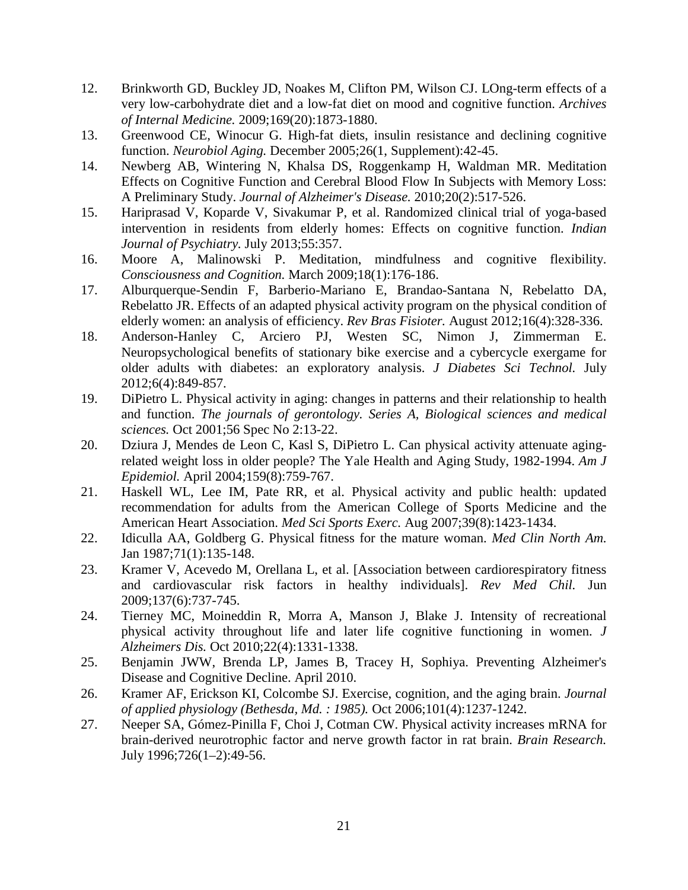12. Brinkworth GD, Buckley JD, Noakes M, Clifton PM, Wilson CJ. LOng-term effects of a very low-carbohydrate diet and a low-fat diet on mood and cognitive function. *Archives of Internal Medicine.* 2009;169(20):1873-1880.
13. Greenwood CE, Winocur G. High-fat diets, insulin resistance and declining cognitive function. *Neurobiol Aging.* December 2005;26(1, Supplement):42-45.
14. Newberg AB, Wintering N, Khalsa DS, Roggenkamp H, Waldman MR. Meditation Effects on Cognitive Function and Cerebral Blood Flow In Subjects with Memory Loss: A Preliminary Study. *Journal of Alzheimer's Disease.* 2010;20(2):517-526.
15. Hariprasad V, Koparde V, Sivakumar P, et al. Randomized clinical trial of yoga-based intervention in residents from elderly homes: Effects on cognitive function. *Indian Journal of Psychiatry.* July 2013;55:357.
16. Moore A, Malinowski P. Meditation, mindfulness and cognitive flexibility. *Consciousness and Cognition.* March 2009;18(1):176-186.
17. Alburquerque-Sendin F, Barberio-Mariano E, Brandao-Santana N, Rebelatto DA, Rebelatto JR. Effects of an adapted physical activity program on the physical condition of elderly women: an analysis of efficiency. *Rev Bras Fisioter.* August 2012;16(4):328-336.
18. Anderson-Hanley C, Arciero PJ, Westen SC, Nimon J, Zimmerman E. Neuropsychological benefits of stationary bike exercise and a cybercycle exergame for older adults with diabetes: an exploratory analysis. *J Diabetes Sci Technol.* July 2012;6(4):849-857.
19. DiPietro L. Physical activity in aging: changes in patterns and their relationship to health and function. *The journals of gerontology. Series A, Biological sciences and medical sciences.* Oct 2001;56 Spec No 2:13-22.
20. Dziura J, Mendes de Leon C, Kasl S, DiPietro L. Can physical activity attenuate aging-related weight loss in older people? The Yale Health and Aging Study, 1982-1994. *Am J Epidemiol.* April 2004;159(8):759-767.
21. Haskell WL, Lee IM, Pate RR, et al. Physical activity and public health: updated recommendation for adults from the American College of Sports Medicine and the American Heart Association. *Med Sci Sports Exerc.* Aug 2007;39(8):1423-1434.
22. Iciculla AA, Goldberg G. Physical fitness for the mature woman. *Med Clin North Am.* Jan 1987;71(1):135-148.
23. Kramer V, Acevedo M, Orellana L, et al. [Association between cardiorespiratory fitness and cardiovascular risk factors in healthy individuals]. *Rev Med Chil.* Jun 2009;137(6):737-745.
24. Tierney MC, Moineddin R, Morra A, Manson J, Blake J. Intensity of recreational physical activity throughout life and later life cognitive functioning in women. *J Alzheimers Dis.* Oct 2010;22(4):1331-1338.
25. Benjamin JWW, Brenda LP, James B, Tracey H, Sophiya. Preventing Alzheimer's Disease and Cognitive Decline. April 2010.
26. Kramer AF, Erickson KI, Colcombe SJ. Exercise, cognition, and the aging brain. *Journal of applied physiology (Bethesda, Md. : 1985).* Oct 2006;101(4):1237-1242.
27. Neeper SA, Gómez-Pinilla F, Choi J, Cotman CW. Physical activity increases mRNA for brain-derived neurotrophic factor and nerve growth factor in rat brain. *Brain Research.* July 1996;726(1–2):49-56.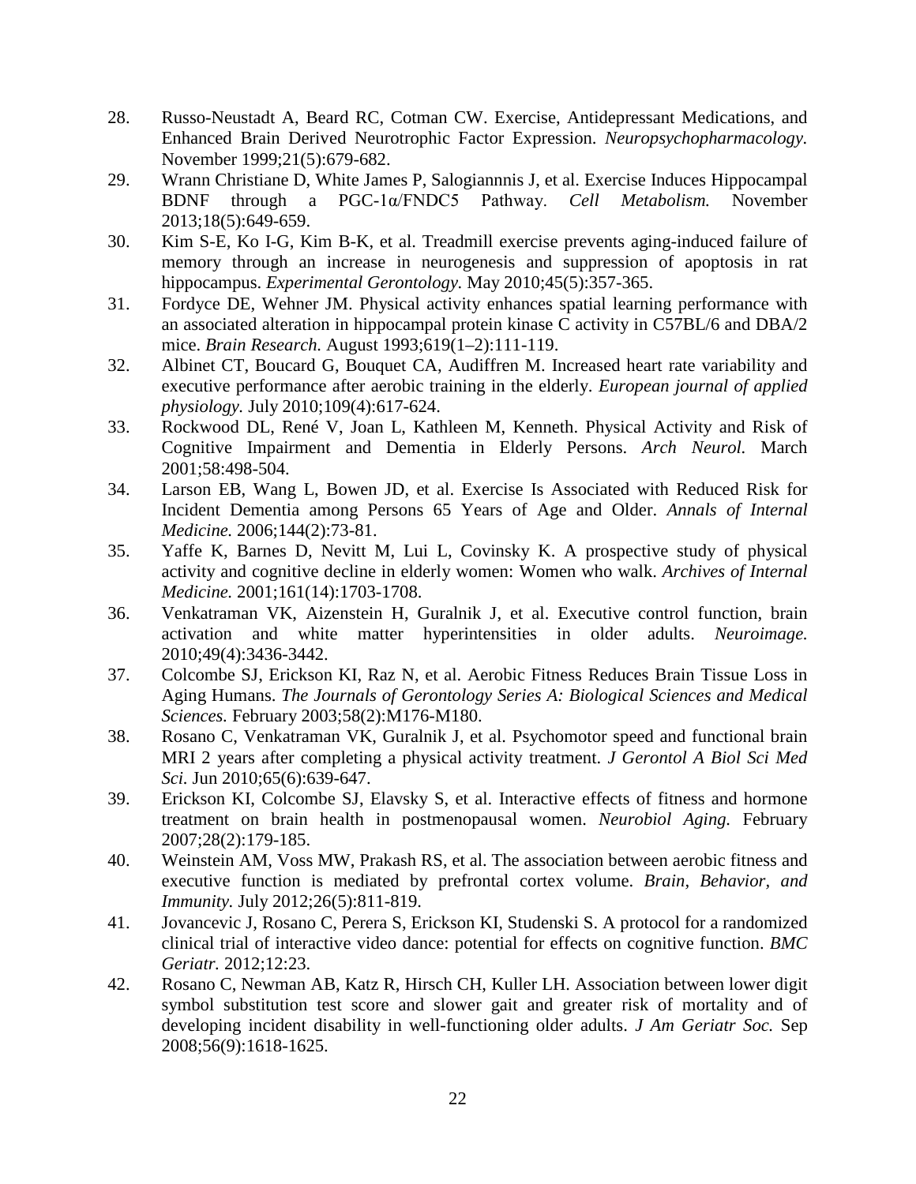28. Russo-Neustadt A, Beard RC, Cotman CW. Exercise, Antidepressant Medications, and Enhanced Brain Derived Neurotrophic Factor Expression. *Neuropsychopharmacology.* November 1999;21(5):679-682.
29. Wrann Christiane D, White James P, Salogiannnis J, et al. Exercise Induces Hippocampal BDNF through a PGC-1α/FNDC5 Pathway. *Cell Metabolism.* November 2013;18(5):649-659.
30. Kim S-E, Ko I-G, Kim B-K, et al. Treadmill exercise prevents aging-induced failure of memory through an increase in neurogenesis and suppression of apoptosis in rat hippocampus. *Experimental Gerontology.* May 2010;45(5):357-365.
31. Fordyce DE, Wehner JM. Physical activity enhances spatial learning performance with an associated alteration in hippocampal protein kinase C activity in C57BL/6 and DBA/2 mice. *Brain Research.* August 1993;619(1–2):111-119.
32. Albinet CT, Boucard G, Bouquet CA, Audiffren M. Increased heart rate variability and executive performance after aerobic training in the elderly. *European journal of applied physiology.* July 2010;109(4):617-624.
33. Rockwood DL, René V, Joan L, Kathleen M, Kenneth. Physical Activity and Risk of Cognitive Impairment and Dementia in Elderly Persons. *Arch Neurol.* March 2001;58:498-504.
34. Larson EB, Wang L, Bowen JD, et al. Exercise Is Associated with Reduced Risk for Incident Dementia among Persons 65 Years of Age and Older. *Annals of Internal Medicine.* 2006;144(2):73-81.
35. Yaffe K, Barnes D, Nevitt M, Lui L, Covinsky K. A prospective study of physical activity and cognitive decline in elderly women: Women who walk. *Archives of Internal Medicine.* 2001;161(14):1703-1708.
36. Venkatraman VK, Aizenstein H, Guralnik J, et al. Executive control function, brain activation and white matter hyperintensities in older adults. *Neuroimage.* 2010;49(4):3436-3442.
37. Colcombe SJ, Erickson KI, Raz N, et al. Aerobic Fitness Reduces Brain Tissue Loss in Aging Humans. *The Journals of Gerontology Series A: Biological Sciences and Medical Sciences.* February 2003;58(2):M176-M180.
38. Rosano C, Venkatraman VK, Guralnik J, et al. Psychomotor speed and functional brain MRI 2 years after completing a physical activity treatment. *J Gerontol A Biol Sci Med Sci.* Jun 2010;65(6):639-647.
39. Erickson KI, Colcombe SJ, Elavsky S, et al. Interactive effects of fitness and hormone treatment on brain health in postmenopausal women. *Neurobiol Aging.* February 2007;28(2):179-185.
40. Weinstein AM, Voss MW, Prakash RS, et al. The association between aerobic fitness and executive function is mediated by prefrontal cortex volume. *Brain, Behavior, and Immunity.* July 2012;26(5):811-819.
41. Jovancevic J, Rosano C, Perera S, Erickson KI, Studenski S. A protocol for a randomized clinical trial of interactive video dance: potential for effects on cognitive function. *BMC Geriatr.* 2012;12:23.
42. Rosano C, Newman AB, Katz R, Hirsch CH, Kuller LH. Association between lower digit symbol substitution test score and slower gait and greater risk of mortality and of developing incident disability in well-functioning older adults. *J Am Geriatr Soc.* Sep 2008;56(9):1618-1625.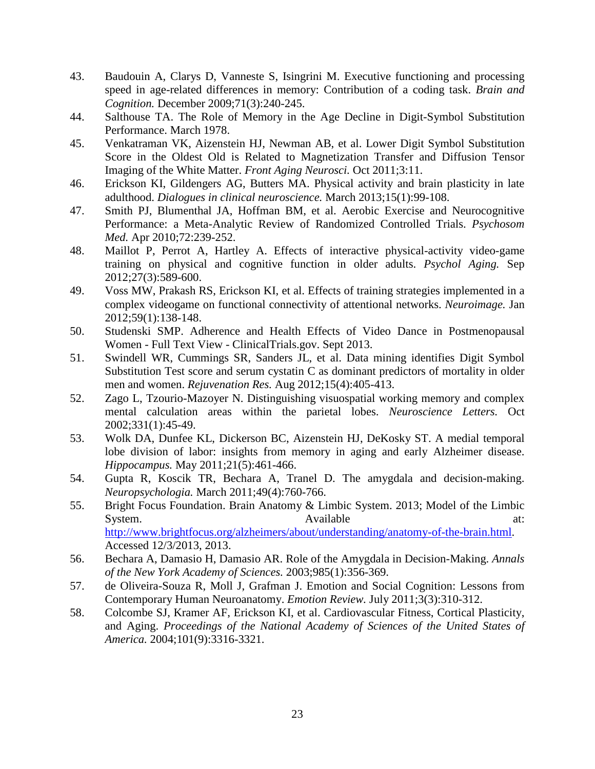43. Baudouin A, Clarys D, Vanneste S, Isingrini M. Executive functioning and processing speed in age-related differences in memory: Contribution of a coding task. *Brain and Cognition.* December 2009;71(3):240-245.
44. Salthouse TA. The Role of Memory in the Age Decline in Digit-Symbol Substitution Performance. March 1978.
45. Venkatraman VK, Aizenstein HJ, Newman AB, et al. Lower Digit Symbol Substitution Score in the Oldest Old is Related to Magnetization Transfer and Diffusion Tensor Imaging of the White Matter. *Front Aging Neurosci.* Oct 2011;3:11.
46. Erickson KI, Gildengers AG, Butters MA. Physical activity and brain plasticity in late adulthood. *Dialogues in clinical neuroscience.* March 2013;15(1):99-108.
47. Smith PJ, Blumenthal JA, Hoffman BM, et al. Aerobic Exercise and Neurocognitive Performance: a Meta-Analytic Review of Randomized Controlled Trials. *Psychosom Med.* Apr 2010;72:239-252.
48. Maillot P, Perrot A, Hartley A. Effects of interactive physical-activity video-game training on physical and cognitive function in older adults. *Psychol Aging.* Sep 2012;27(3):589-600.
49. Voss MW, Prakash RS, Erickson KI, et al. Effects of training strategies implemented in a complex videogame on functional connectivity of attentional networks. *Neuroimage.* Jan 2012;59(1):138-148.
50. Studenski SMP. Adherence and Health Effects of Video Dance in Postmenopausal Women - Full Text View - ClinicalTrials.gov. Sept 2013.
51. Swindell WR, Cummings SR, Sanders JL, et al. Data mining identifies Digit Symbol Substitution Test score and serum cystatin C as dominant predictors of mortality in older men and women. *Rejuvenation Res.* Aug 2012;15(4):405-413.
52. Zago L, Tzourio-Mazoyer N. Distinguishing visuospatial working memory and complex mental calculation areas within the parietal lobes. *Neuroscience Letters.* Oct 2002;331(1):45-49.
53. Wolk DA, Dunfee KL, Dickerson BC, Aizenstein HJ, DeKosky ST. A medial temporal lobe division of labor: insights from memory in aging and early Alzheimer disease. *Hippocampus.* May 2011;21(5):461-466.
54. Gupta R, Koscik TR, Bechara A, Tranel D. The amygdala and decision-making. *Neuropsychologia.* March 2011;49(4):760-766.
55. Bright Focus Foundation. Brain Anatomy & Limbic System. 2013; Model of the Limbic System. Available at: http://www.brightfocus.org/alzheimers/about/understanding/anatomy-of-the-brain.html. Accessed 12/3/2013, 2013.
56. Bechara A, Damasio H, Damasio AR. Role of the Amygdala in Decision-Making. *Annals of the New York Academy of Sciences.* 2003;985(1):356-369.
57. de Oliveira-Souza R, Moll J, Grafman J. Emotion and Social Cognition: Lessons from Contemporary Human Neuroanatomy. *Emotion Review.* July 2011;3(3):310-312.
58. Colcombe SJ, Kramer AF, Erickson KI, et al. Cardiovascular Fitness, Cortical Plasticity, and Aging. *Proceedings of the National Academy of Sciences of the United States of America.* 2004;101(9):3316-3321.